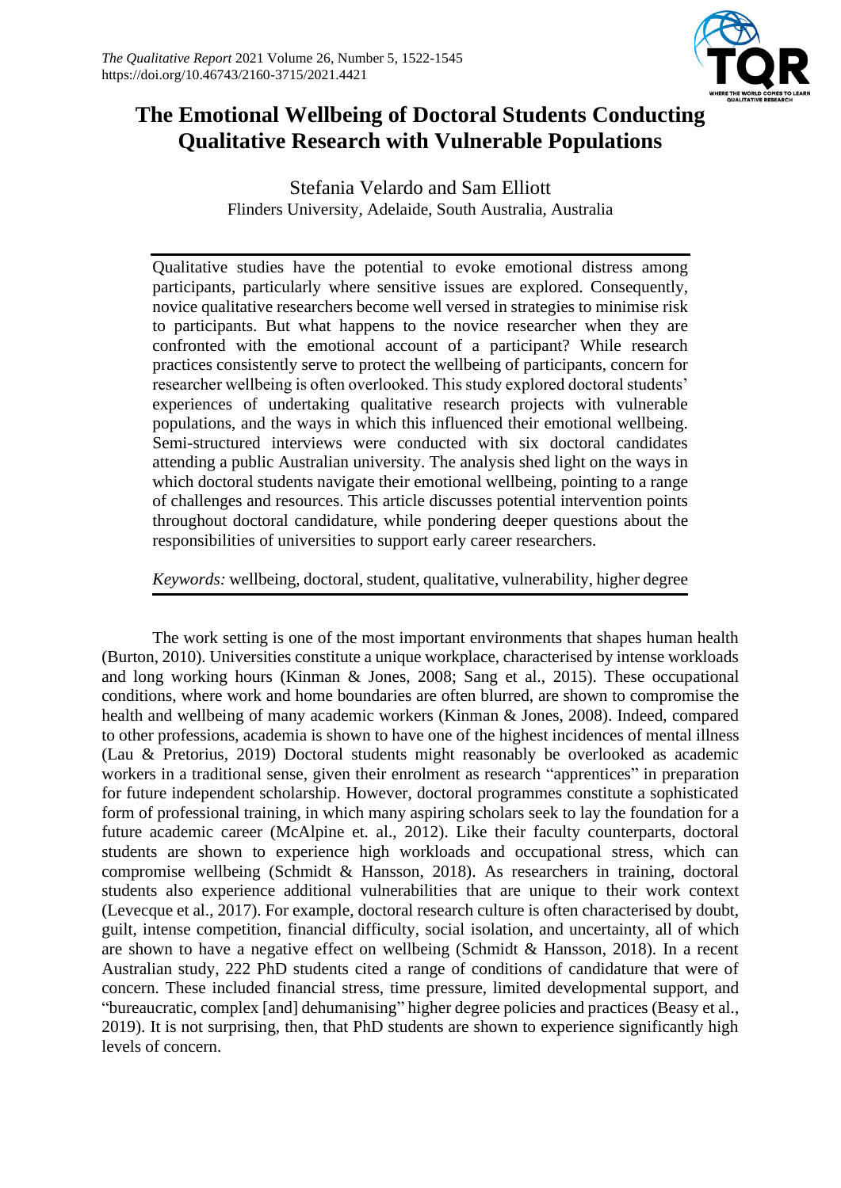# The Emotional Wellbeing of Doctoral Students Conducting Qualitative Research with Vulnerable Populations

Stefania Velardo and Sam Elliott
Flinders University, Adelaide, South Australia, Australia

Qualitative studies have the potential to evoke emotional distress among participants, particularly where sensitive issues are explored. Consequently, novice qualitative researchers become well versed in strategies to minimise risk to participants. But what happens to the novice researcher when they are confronted with the emotional account of a participant? While research practices consistently serve to protect the wellbeing of participants, concern for researcher wellbeing is often overlooked. This study explored doctoral students' experiences of undertaking qualitative research projects with vulnerable populations, and the ways in which this influenced their emotional wellbeing. Semi-structured interviews were conducted with six doctoral candidates attending a public Australian university. The analysis shed light on the ways in which doctoral students navigate their emotional wellbeing, pointing to a range of challenges and resources. This article discusses potential intervention points throughout doctoral candidature, while pondering deeper questions about the responsibilities of universities to support early career researchers.

*Keywords:* wellbeing, doctoral, student, qualitative, vulnerability, higher degree

The work setting is one of the most important environments that shapes human health (Burton, 2010). Universities constitute a unique workplace, characterised by intense workloads and long working hours (Kinman & Jones, 2008; Sang et al., 2015). These occupational conditions, where work and home boundaries are often blurred, are shown to compromise the health and wellbeing of many academic workers (Kinman & Jones, 2008). Indeed, compared to other professions, academia is shown to have one of the highest incidences of mental illness (Lau & Pretorius, 2019) Doctoral students might reasonably be overlooked as academic workers in a traditional sense, given their enrolment as research "apprentices" in preparation for future independent scholarship. However, doctoral programmes constitute a sophisticated form of professional training, in which many aspiring scholars seek to lay the foundation for a future academic career (McAlpine et. al., 2012). Like their faculty counterparts, doctoral students are shown to experience high workloads and occupational stress, which can compromise wellbeing (Schmidt & Hansson, 2018). As researchers in training, doctoral students also experience additional vulnerabilities that are unique to their work context (Levecque et al., 2017). For example, doctoral research culture is often characterised by doubt, guilt, intense competition, financial difficulty, social isolation, and uncertainty, all of which are shown to have a negative effect on wellbeing (Schmidt & Hansson, 2018). In a recent Australian study, 222 PhD students cited a range of conditions of candidature that were of concern. These included financial stress, time pressure, limited developmental support, and "bureaucratic, complex [and] dehumanising" higher degree policies and practices (Beasy et al., 2019). It is not surprising, then, that PhD students are shown to experience significantly high levels of concern.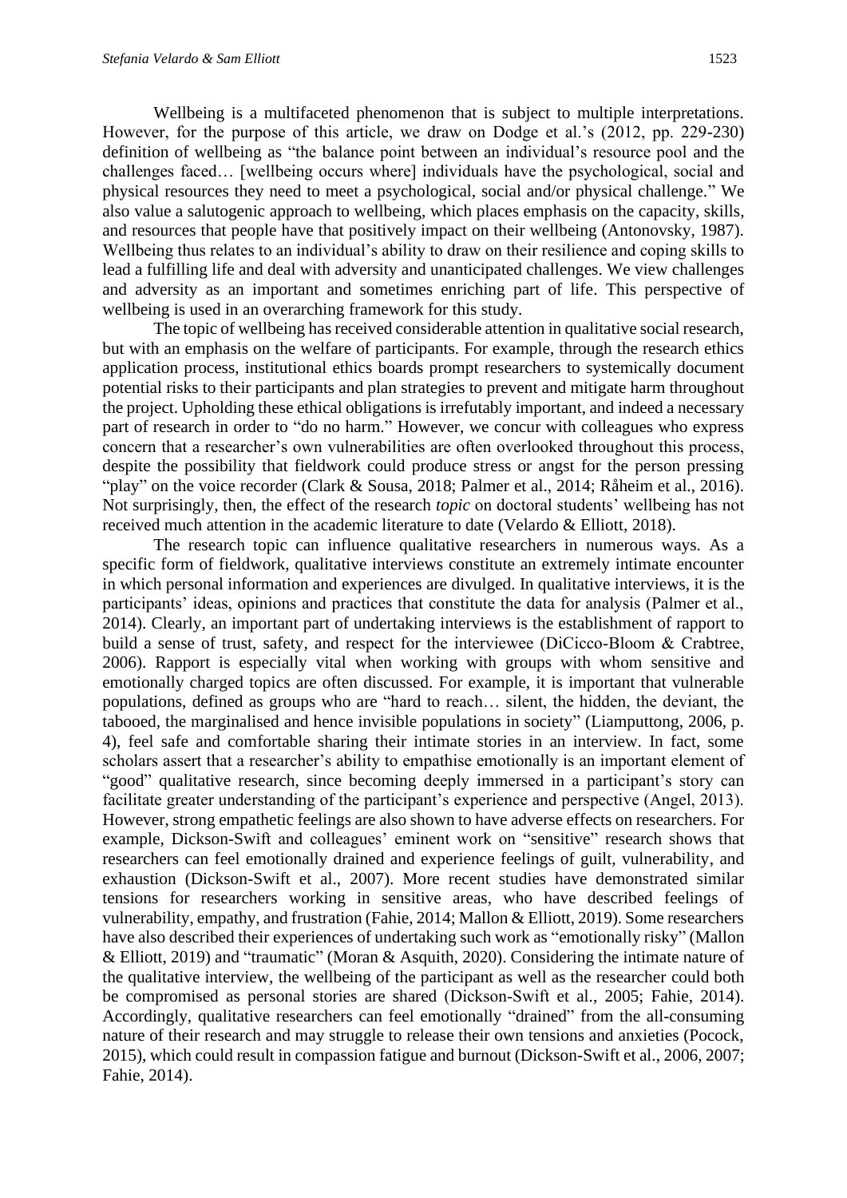Wellbeing is a multifaceted phenomenon that is subject to multiple interpretations. However, for the purpose of this article, we draw on Dodge et al.'s (2012, pp. 229-230) definition of wellbeing as "the balance point between an individual's resource pool and the challenges faced… [wellbeing occurs where] individuals have the psychological, social and physical resources they need to meet a psychological, social and/or physical challenge." We also value a salutogenic approach to wellbeing, which places emphasis on the capacity, skills, and resources that people have that positively impact on their wellbeing (Antonovsky, 1987). Wellbeing thus relates to an individual's ability to draw on their resilience and coping skills to lead a fulfilling life and deal with adversity and unanticipated challenges. We view challenges and adversity as an important and sometimes enriching part of life. This perspective of wellbeing is used in an overarching framework for this study.

The topic of wellbeing has received considerable attention in qualitative social research, but with an emphasis on the welfare of participants. For example, through the research ethics application process, institutional ethics boards prompt researchers to systemically document potential risks to their participants and plan strategies to prevent and mitigate harm throughout the project. Upholding these ethical obligations is irrefutably important, and indeed a necessary part of research in order to "do no harm." However, we concur with colleagues who express concern that a researcher's own vulnerabilities are often overlooked throughout this process, despite the possibility that fieldwork could produce stress or angst for the person pressing "play" on the voice recorder (Clark & Sousa, 2018; Palmer et al., 2014; Råheim et al., 2016). Not surprisingly, then, the effect of the research *topic* on doctoral students' wellbeing has not received much attention in the academic literature to date (Velardo & Elliott, 2018).

The research topic can influence qualitative researchers in numerous ways. As a specific form of fieldwork, qualitative interviews constitute an extremely intimate encounter in which personal information and experiences are divulged. In qualitative interviews, it is the participants' ideas, opinions and practices that constitute the data for analysis (Palmer et al., 2014). Clearly, an important part of undertaking interviews is the establishment of rapport to build a sense of trust, safety, and respect for the interviewee (DiCicco-Bloom & Crabtree, 2006). Rapport is especially vital when working with groups with whom sensitive and emotionally charged topics are often discussed. For example, it is important that vulnerable populations, defined as groups who are "hard to reach… silent, the hidden, the deviant, the tabooed, the marginalised and hence invisible populations in society" (Liamputtong, 2006, p. 4), feel safe and comfortable sharing their intimate stories in an interview. In fact, some scholars assert that a researcher's ability to empathise emotionally is an important element of "good" qualitative research, since becoming deeply immersed in a participant's story can facilitate greater understanding of the participant's experience and perspective (Angel, 2013). However, strong empathetic feelings are also shown to have adverse effects on researchers. For example, Dickson-Swift and colleagues' eminent work on "sensitive" research shows that researchers can feel emotionally drained and experience feelings of guilt, vulnerability, and exhaustion (Dickson-Swift et al., 2007). More recent studies have demonstrated similar tensions for researchers working in sensitive areas, who have described feelings of vulnerability, empathy, and frustration (Fahie, 2014; Mallon & Elliott, 2019). Some researchers have also described their experiences of undertaking such work as "emotionally risky" (Mallon & Elliott, 2019) and "traumatic" (Moran & Asquith, 2020). Considering the intimate nature of the qualitative interview, the wellbeing of the participant as well as the researcher could both be compromised as personal stories are shared (Dickson-Swift et al., 2005; Fahie, 2014). Accordingly, qualitative researchers can feel emotionally "drained" from the all-consuming nature of their research and may struggle to release their own tensions and anxieties (Pocock, 2015), which could result in compassion fatigue and burnout (Dickson-Swift et al., 2006, 2007; Fahie, 2014).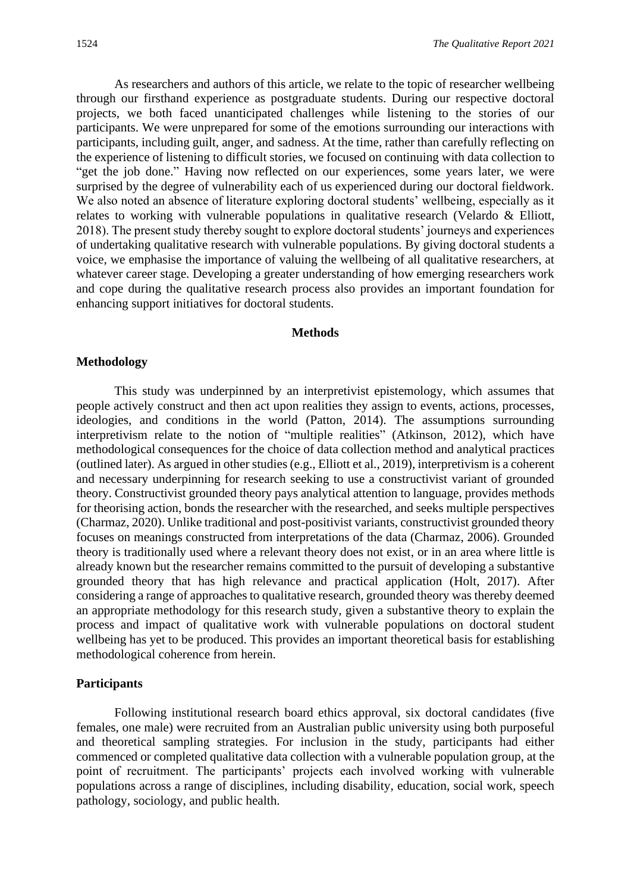As researchers and authors of this article, we relate to the topic of researcher wellbeing through our firsthand experience as postgraduate students. During our respective doctoral projects, we both faced unanticipated challenges while listening to the stories of our participants. We were unprepared for some of the emotions surrounding our interactions with participants, including guilt, anger, and sadness. At the time, rather than carefully reflecting on the experience of listening to difficult stories, we focused on continuing with data collection to "get the job done." Having now reflected on our experiences, some years later, we were surprised by the degree of vulnerability each of us experienced during our doctoral fieldwork. We also noted an absence of literature exploring doctoral students' wellbeing, especially as it relates to working with vulnerable populations in qualitative research (Velardo & Elliott, 2018). The present study thereby sought to explore doctoral students' journeys and experiences of undertaking qualitative research with vulnerable populations. By giving doctoral students a voice, we emphasise the importance of valuing the wellbeing of all qualitative researchers, at whatever career stage. Developing a greater understanding of how emerging researchers work and cope during the qualitative research process also provides an important foundation for enhancing support initiatives for doctoral students.

## Methods

### Methodology

This study was underpinned by an interpretivist epistemology, which assumes that people actively construct and then act upon realities they assign to events, actions, processes, ideologies, and conditions in the world (Patton, 2014). The assumptions surrounding interpretivism relate to the notion of "multiple realities" (Atkinson, 2012), which have methodological consequences for the choice of data collection method and analytical practices (outlined later). As argued in other studies (e.g., Elliott et al., 2019), interpretivism is a coherent and necessary underpinning for research seeking to use a constructivist variant of grounded theory. Constructivist grounded theory pays analytical attention to language, provides methods for theorising action, bonds the researcher with the researched, and seeks multiple perspectives (Charmaz, 2020). Unlike traditional and post-positivist variants, constructivist grounded theory focuses on meanings constructed from interpretations of the data (Charmaz, 2006). Grounded theory is traditionally used where a relevant theory does not exist, or in an area where little is already known but the researcher remains committed to the pursuit of developing a substantive grounded theory that has high relevance and practical application (Holt, 2017). After considering a range of approaches to qualitative research, grounded theory was thereby deemed an appropriate methodology for this research study, given a substantive theory to explain the process and impact of qualitative work with vulnerable populations on doctoral student wellbeing has yet to be produced. This provides an important theoretical basis for establishing methodological coherence from herein.

### Participants

Following institutional research board ethics approval, six doctoral candidates (five females, one male) were recruited from an Australian public university using both purposeful and theoretical sampling strategies. For inclusion in the study, participants had either commenced or completed qualitative data collection with a vulnerable population group, at the point of recruitment. The participants' projects each involved working with vulnerable populations across a range of disciplines, including disability, education, social work, speech pathology, sociology, and public health.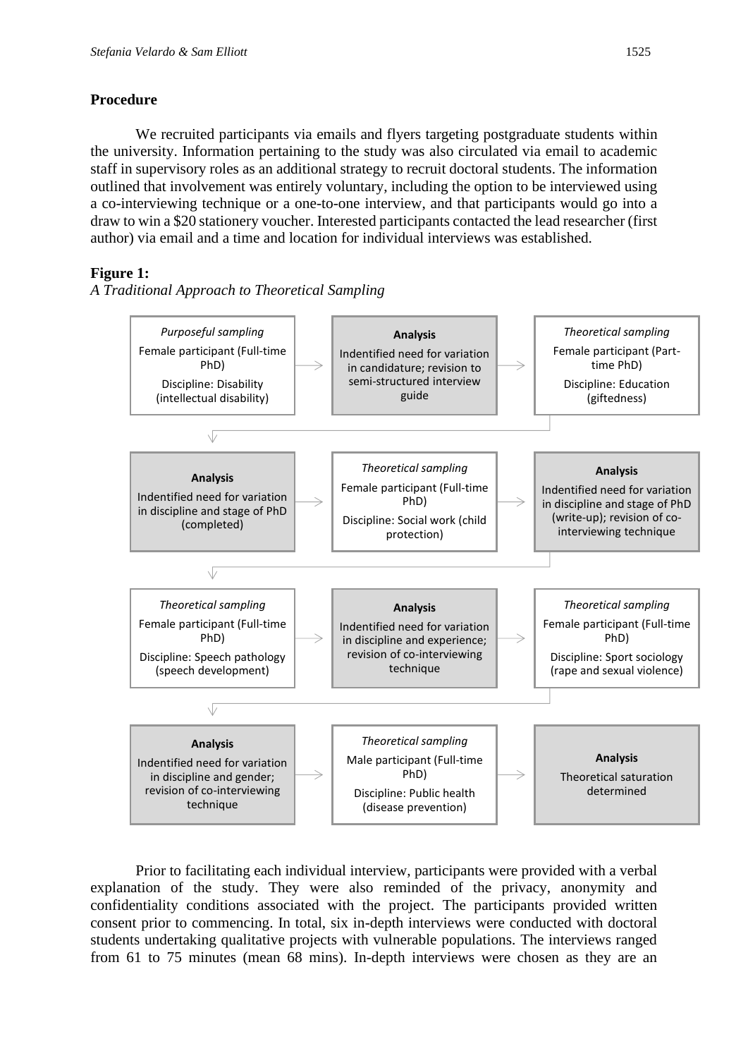**Procedure**

We recruited participants via emails and flyers targeting postgraduate students within the university. Information pertaining to the study was also circulated via email to academic staff in supervisory roles as an additional strategy to recruit doctoral students. The information outlined that involvement was entirely voluntary, including the option to be interviewed using a co-interviewing technique or a one-to-one interview, and that participants would go into a draw to win a $20 stationery voucher. Interested participants contacted the lead researcher (first author) via email and a time and location for individual interviews was established.

**Figure 1:**
*A Traditional Approach to Theoretical Sampling*

| | | |
|---|---|---|
| *Purposeful sampling* Female participant (Full-time PhD) Discipline: Disability (intellectual disability) → | **Analysis** Indentified need for variation in candidature; revision to semi-structured interview guide → | *Theoretical sampling* Female participant (Part-time PhD) Discipline: Education (giftedness) |
| **Analysis** Indentified need for variation in discipline and stage of PhD (completed) → | *Theoretical sampling* Female participant (Full-time PhD) Discipline: Social work (child protection) → | **Analysis** Indentified need for variation in discipline and stage of PhD (write-up); revision of co-interviewing technique |
| *Theoretical sampling* Female participant (Full-time PhD) Discipline: Speech pathology (speech development) → | **Analysis** Indentified need for variation in discipline and experience; revision of co-interviewing technique → | *Theoretical sampling* Female participant (Full-time PhD) Discipline: Sport sociology (rape and sexual violence) |
| **Analysis** Indentified need for variation in discipline and gender; revision of co-interviewing technique → | *Theoretical sampling* Male participant (Full-time PhD) Discipline: Public health (disease prevention) → | **Analysis** Theoretical saturation determined |

Prior to facilitating each individual interview, participants were provided with a verbal explanation of the study. They were also reminded of the privacy, anonymity and confidentiality conditions associated with the project. The participants provided written consent prior to commencing. In total, six in-depth interviews were conducted with doctoral students undertaking qualitative projects with vulnerable populations. The interviews ranged from 61 to 75 minutes (mean 68 mins). In-depth interviews were chosen as they are an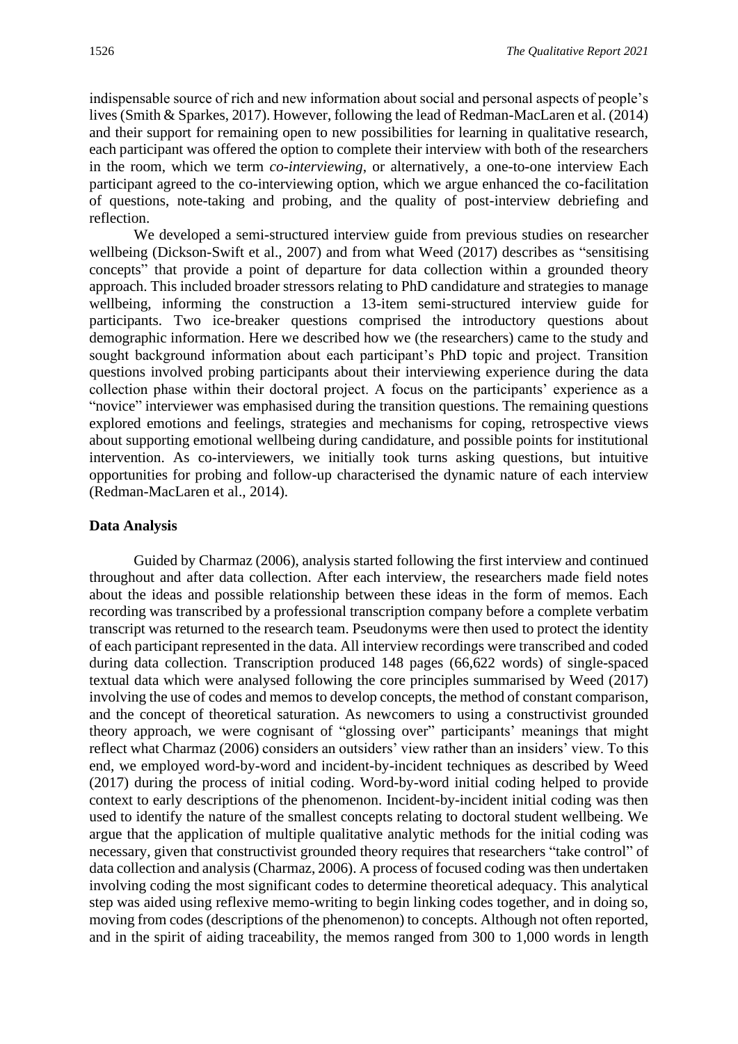indispensable source of rich and new information about social and personal aspects of people's lives (Smith & Sparkes, 2017). However, following the lead of Redman-MacLaren et al. (2014) and their support for remaining open to new possibilities for learning in qualitative research, each participant was offered the option to complete their interview with both of the researchers in the room, which we term *co-interviewing*, or alternatively, a one-to-one interview Each participant agreed to the co-interviewing option, which we argue enhanced the co-facilitation of questions, note-taking and probing, and the quality of post-interview debriefing and reflection.

We developed a semi-structured interview guide from previous studies on researcher wellbeing (Dickson-Swift et al., 2007) and from what Weed (2017) describes as "sensitising concepts" that provide a point of departure for data collection within a grounded theory approach. This included broader stressors relating to PhD candidature and strategies to manage wellbeing, informing the construction a 13-item semi-structured interview guide for participants. Two ice-breaker questions comprised the introductory questions about demographic information. Here we described how we (the researchers) came to the study and sought background information about each participant's PhD topic and project. Transition questions involved probing participants about their interviewing experience during the data collection phase within their doctoral project. A focus on the participants' experience as a "novice" interviewer was emphasised during the transition questions. The remaining questions explored emotions and feelings, strategies and mechanisms for coping, retrospective views about supporting emotional wellbeing during candidature, and possible points for institutional intervention. As co-interviewers, we initially took turns asking questions, but intuitive opportunities for probing and follow-up characterised the dynamic nature of each interview (Redman-MacLaren et al., 2014).

### Data Analysis

Guided by Charmaz (2006), analysis started following the first interview and continued throughout and after data collection. After each interview, the researchers made field notes about the ideas and possible relationship between these ideas in the form of memos. Each recording was transcribed by a professional transcription company before a complete verbatim transcript was returned to the research team. Pseudonyms were then used to protect the identity of each participant represented in the data. All interview recordings were transcribed and coded during data collection. Transcription produced 148 pages (66,622 words) of single-spaced textual data which were analysed following the core principles summarised by Weed (2017) involving the use of codes and memos to develop concepts, the method of constant comparison, and the concept of theoretical saturation. As newcomers to using a constructivist grounded theory approach, we were cognisant of "glossing over" participants' meanings that might reflect what Charmaz (2006) considers an outsiders' view rather than an insiders' view. To this end, we employed word-by-word and incident-by-incident techniques as described by Weed (2017) during the process of initial coding. Word-by-word initial coding helped to provide context to early descriptions of the phenomenon. Incident-by-incident initial coding was then used to identify the nature of the smallest concepts relating to doctoral student wellbeing. We argue that the application of multiple qualitative analytic methods for the initial coding was necessary, given that constructivist grounded theory requires that researchers "take control" of data collection and analysis (Charmaz, 2006). A process of focused coding was then undertaken involving coding the most significant codes to determine theoretical adequacy. This analytical step was aided using reflexive memo-writing to begin linking codes together, and in doing so, moving from codes (descriptions of the phenomenon) to concepts. Although not often reported, and in the spirit of aiding traceability, the memos ranged from 300 to 1,000 words in length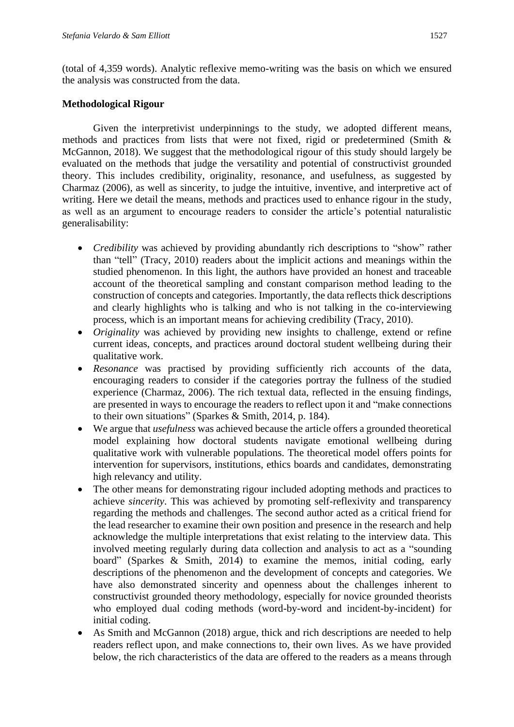(total of 4,359 words). Analytic reflexive memo-writing was the basis on which we ensured the analysis was constructed from the data.

**Methodological Rigour**

Given the interpretivist underpinnings to the study, we adopted different means, methods and practices from lists that were not fixed, rigid or predetermined (Smith & McGannon, 2018). We suggest that the methodological rigour of this study should largely be evaluated on the methods that judge the versatility and potential of constructivist grounded theory. This includes credibility, originality, resonance, and usefulness, as suggested by Charmaz (2006), as well as sincerity, to judge the intuitive, inventive, and interpretive act of writing. Here we detail the means, methods and practices used to enhance rigour in the study, as well as an argument to encourage readers to consider the article's potential naturalistic generalisability:

- *Credibility* was achieved by providing abundantly rich descriptions to "show" rather than "tell" (Tracy, 2010) readers about the implicit actions and meanings within the studied phenomenon. In this light, the authors have provided an honest and traceable account of the theoretical sampling and constant comparison method leading to the construction of concepts and categories. Importantly, the data reflects thick descriptions and clearly highlights who is talking and who is not talking in the co-interviewing process, which is an important means for achieving credibility (Tracy, 2010).
- *Originality* was achieved by providing new insights to challenge, extend or refine current ideas, concepts, and practices around doctoral student wellbeing during their qualitative work.
- *Resonance* was practised by providing sufficiently rich accounts of the data, encouraging readers to consider if the categories portray the fullness of the studied experience (Charmaz, 2006). The rich textual data, reflected in the ensuing findings, are presented in ways to encourage the readers to reflect upon it and "make connections to their own situations" (Sparkes & Smith, 2014, p. 184).
- We argue that *usefulness* was achieved because the article offers a grounded theoretical model explaining how doctoral students navigate emotional wellbeing during qualitative work with vulnerable populations. The theoretical model offers points for intervention for supervisors, institutions, ethics boards and candidates, demonstrating high relevancy and utility.
- The other means for demonstrating rigour included adopting methods and practices to achieve *sincerity*. This was achieved by promoting self-reflexivity and transparency regarding the methods and challenges. The second author acted as a critical friend for the lead researcher to examine their own position and presence in the research and help acknowledge the multiple interpretations that exist relating to the interview data. This involved meeting regularly during data collection and analysis to act as a "sounding board" (Sparkes & Smith, 2014) to examine the memos, initial coding, early descriptions of the phenomenon and the development of concepts and categories. We have also demonstrated sincerity and openness about the challenges inherent to constructivist grounded theory methodology, especially for novice grounded theorists who employed dual coding methods (word-by-word and incident-by-incident) for initial coding.
- As Smith and McGannon (2018) argue, thick and rich descriptions are needed to help readers reflect upon, and make connections to, their own lives. As we have provided below, the rich characteristics of the data are offered to the readers as a means through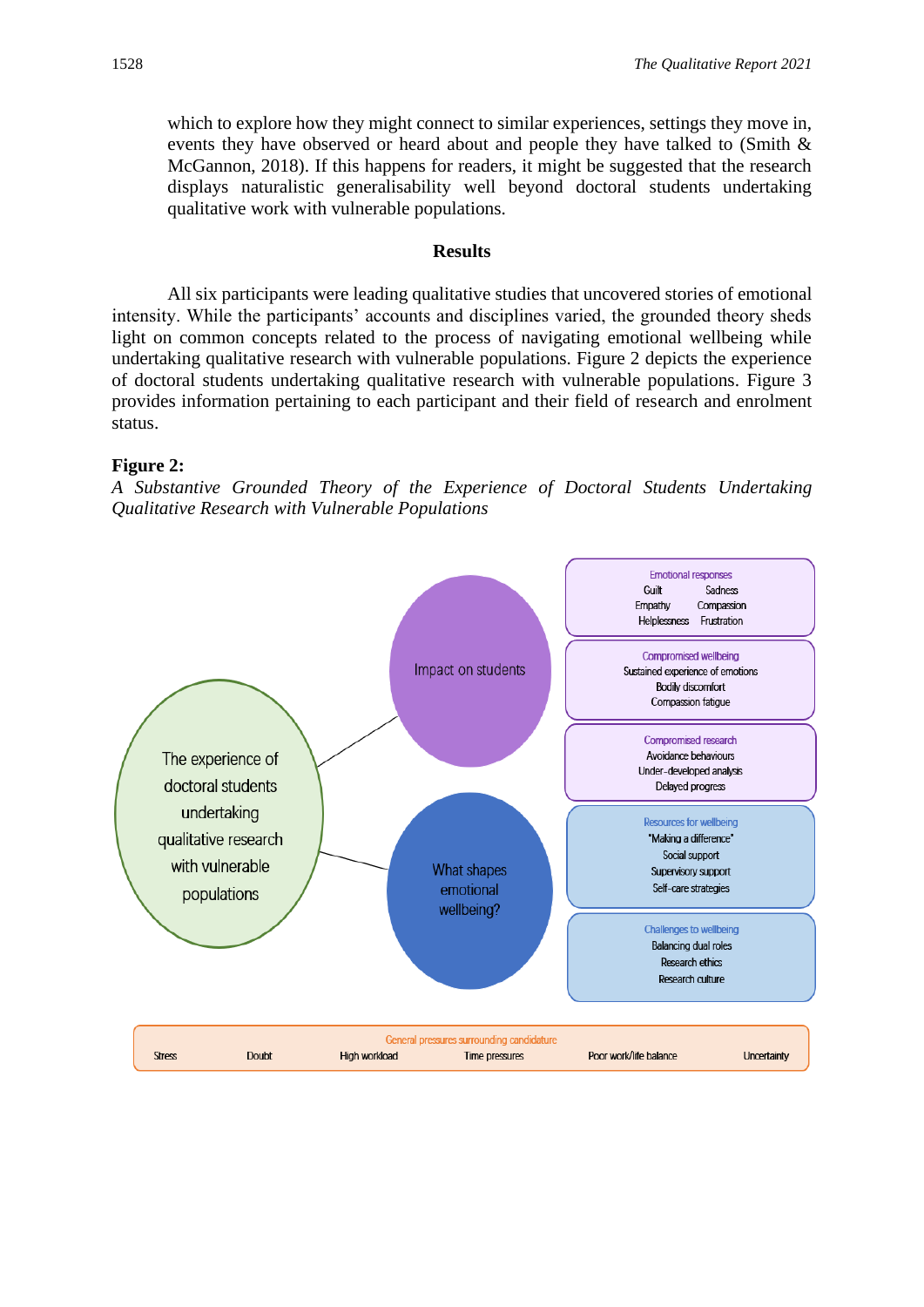which to explore how they might connect to similar experiences, settings they move in, events they have observed or heard about and people they have talked to (Smith & McGannon, 2018). If this happens for readers, it might be suggested that the research displays naturalistic generalisability well beyond doctoral students undertaking qualitative work with vulnerable populations.

## Results

All six participants were leading qualitative studies that uncovered stories of emotional intensity. While the participants' accounts and disciplines varied, the grounded theory sheds light on common concepts related to the process of navigating emotional wellbeing while undertaking qualitative research with vulnerable populations. Figure 2 depicts the experience of doctoral students undertaking qualitative research with vulnerable populations. Figure 3 provides information pertaining to each participant and their field of research and enrolment status.

**Figure 2:**
*A Substantive Grounded Theory of the Experience of Doctoral Students Undertaking Qualitative Research with Vulnerable Populations*

The experience of doctoral students undertaking qualitative research with vulnerable populations

Impact on students

- Emotional responses: Guilt, Sadness, Empathy, Compassion, Helplessness, Frustration
- Compromised wellbeing: Sustained experience of emotions, Bodily discomfort, Compassion fatigue
- Compromised research: Avoidance behaviours, Under-developed analysis, Delayed progress

What shapes emotional wellbeing?

- Resources for wellbeing: "Making a difference", Social support, Supervisory support, Self-care strategies
- Challenges to wellbeing: Balancing dual roles, Research ethics, Research culture

General pressures surrounding candidature: Stress, Doubt, High workload, Time pressures, Poor work/life balance, Uncertainty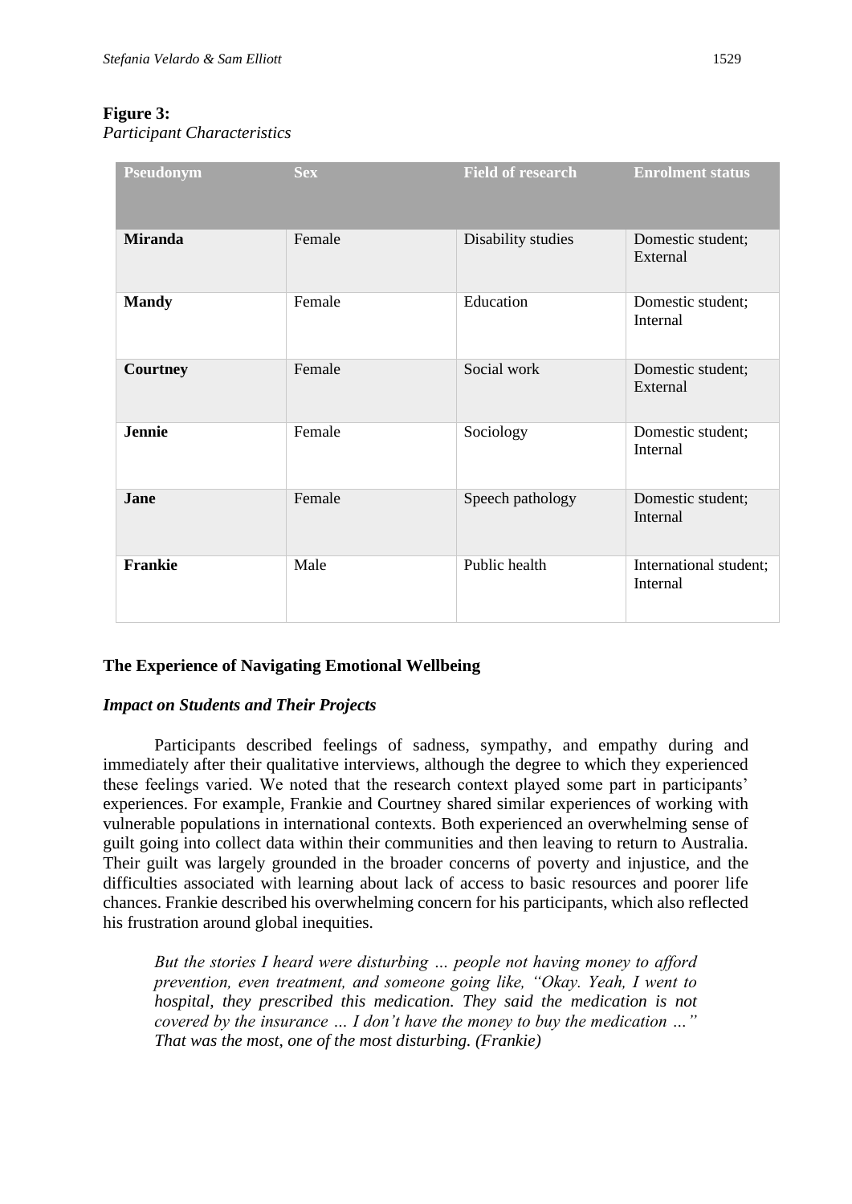**Figure 3:**
*Participant Characteristics*

| Pseudonym | Sex | Field of research | Enrolment status |
|---|---|---|---|
| **Miranda** | Female | Disability studies | Domestic student; External |
| **Mandy** | Female | Education | Domestic student; Internal |
| **Courtney** | Female | Social work | Domestic student; External |
| **Jennie** | Female | Sociology | Domestic student; Internal |
| **Jane** | Female | Speech pathology | Domestic student; Internal |
| **Frankie** | Male | Public health | International student; Internal |

## The Experience of Navigating Emotional Wellbeing

### *Impact on Students and Their Projects*

Participants described feelings of sadness, sympathy, and empathy during and immediately after their qualitative interviews, although the degree to which they experienced these feelings varied. We noted that the research context played some part in participants' experiences. For example, Frankie and Courtney shared similar experiences of working with vulnerable populations in international contexts. Both experienced an overwhelming sense of guilt going into collect data within their communities and then leaving to return to Australia. Their guilt was largely grounded in the broader concerns of poverty and injustice, and the difficulties associated with learning about lack of access to basic resources and poorer life chances. Frankie described his overwhelming concern for his participants, which also reflected his frustration around global inequities.

> *But the stories I heard were disturbing … people not having money to afford prevention, even treatment, and someone going like, "Okay. Yeah, I went to hospital, they prescribed this medication. They said the medication is not covered by the insurance … I don't have the money to buy the medication …" That was the most, one of the most disturbing. (Frankie)*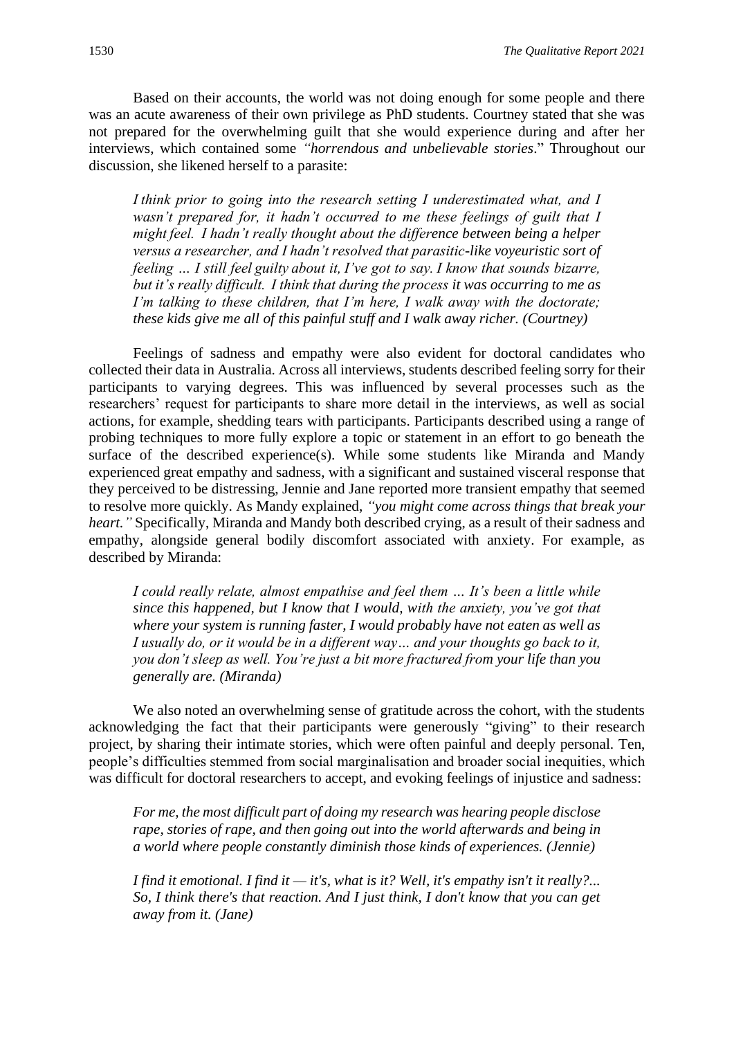Based on their accounts, the world was not doing enough for some people and there was an acute awareness of their own privilege as PhD students. Courtney stated that she was not prepared for the overwhelming guilt that she would experience during and after her interviews, which contained some *"horrendous and unbelievable stories*." Throughout our discussion, she likened herself to a parasite:

> *I think prior to going into the research setting I underestimated what, and I wasn't prepared for, it hadn't occurred to me these feelings of guilt that I might feel. I hadn't really thought about the difference between being a helper versus a researcher, and I hadn't resolved that parasitic-like voyeuristic sort of feeling … I still feel guilty about it, I've got to say. I know that sounds bizarre, but it's really difficult. I think that during the process it was occurring to me as I'm talking to these children, that I'm here, I walk away with the doctorate; these kids give me all of this painful stuff and I walk away richer. (Courtney)*

Feelings of sadness and empathy were also evident for doctoral candidates who collected their data in Australia. Across all interviews, students described feeling sorry for their participants to varying degrees. This was influenced by several processes such as the researchers' request for participants to share more detail in the interviews, as well as social actions, for example, shedding tears with participants. Participants described using a range of probing techniques to more fully explore a topic or statement in an effort to go beneath the surface of the described experience(s). While some students like Miranda and Mandy experienced great empathy and sadness, with a significant and sustained visceral response that they perceived to be distressing, Jennie and Jane reported more transient empathy that seemed to resolve more quickly. As Mandy explained, *"you might come across things that break your heart."* Specifically, Miranda and Mandy both described crying, as a result of their sadness and empathy, alongside general bodily discomfort associated with anxiety. For example, as described by Miranda:

> *I could really relate, almost empathise and feel them … It's been a little while since this happened, but I know that I would, with the anxiety, you've got that where your system is running faster, I would probably have not eaten as well as I usually do, or it would be in a different way… and your thoughts go back to it, you don't sleep as well. You're just a bit more fractured from your life than you generally are. (Miranda)*

We also noted an overwhelming sense of gratitude across the cohort, with the students acknowledging the fact that their participants were generously "giving" to their research project, by sharing their intimate stories, which were often painful and deeply personal. Ten, people's difficulties stemmed from social marginalisation and broader social inequities, which was difficult for doctoral researchers to accept, and evoking feelings of injustice and sadness:

> *For me, the most difficult part of doing my research was hearing people disclose rape, stories of rape, and then going out into the world afterwards and being in a world where people constantly diminish those kinds of experiences. (Jennie)*

> *I find it emotional. I find it — it's, what is it? Well, it's empathy isn't it really?... So, I think there's that reaction. And I just think, I don't know that you can get away from it. (Jane)*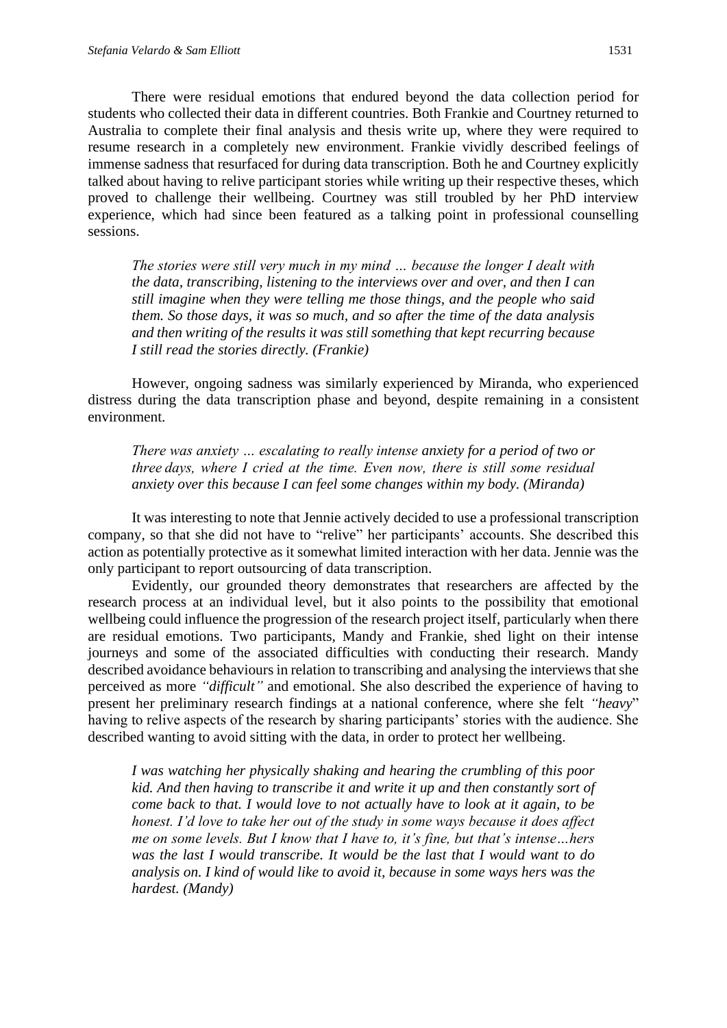There were residual emotions that endured beyond the data collection period for students who collected their data in different countries. Both Frankie and Courtney returned to Australia to complete their final analysis and thesis write up, where they were required to resume research in a completely new environment. Frankie vividly described feelings of immense sadness that resurfaced for during data transcription. Both he and Courtney explicitly talked about having to relive participant stories while writing up their respective theses, which proved to challenge their wellbeing. Courtney was still troubled by her PhD interview experience, which had since been featured as a talking point in professional counselling sessions.

> *The stories were still very much in my mind … because the longer I dealt with the data, transcribing, listening to the interviews over and over, and then I can still imagine when they were telling me those things, and the people who said them. So those days, it was so much, and so after the time of the data analysis and then writing of the results it was still something that kept recurring because I still read the stories directly. (Frankie)*

However, ongoing sadness was similarly experienced by Miranda, who experienced distress during the data transcription phase and beyond, despite remaining in a consistent environment.

> *There was anxiety … escalating to really intense anxiety for a period of two or three days, where I cried at the time. Even now, there is still some residual anxiety over this because I can feel some changes within my body. (Miranda)*

It was interesting to note that Jennie actively decided to use a professional transcription company, so that she did not have to "relive" her participants' accounts. She described this action as potentially protective as it somewhat limited interaction with her data. Jennie was the only participant to report outsourcing of data transcription.

Evidently, our grounded theory demonstrates that researchers are affected by the research process at an individual level, but it also points to the possibility that emotional wellbeing could influence the progression of the research project itself, particularly when there are residual emotions. Two participants, Mandy and Frankie, shed light on their intense journeys and some of the associated difficulties with conducting their research. Mandy described avoidance behaviours in relation to transcribing and analysing the interviews that she perceived as more *"difficult"* and emotional. She also described the experience of having to present her preliminary research findings at a national conference, where she felt *"heavy"* having to relive aspects of the research by sharing participants' stories with the audience. She described wanting to avoid sitting with the data, in order to protect her wellbeing.

> *I was watching her physically shaking and hearing the crumbling of this poor kid. And then having to transcribe it and write it up and then constantly sort of come back to that. I would love to not actually have to look at it again, to be honest. I'd love to take her out of the study in some ways because it does affect me on some levels. But I know that I have to, it's fine, but that's intense…hers was the last I would transcribe. It would be the last that I would want to do analysis on. I kind of would like to avoid it, because in some ways hers was the hardest. (Mandy)*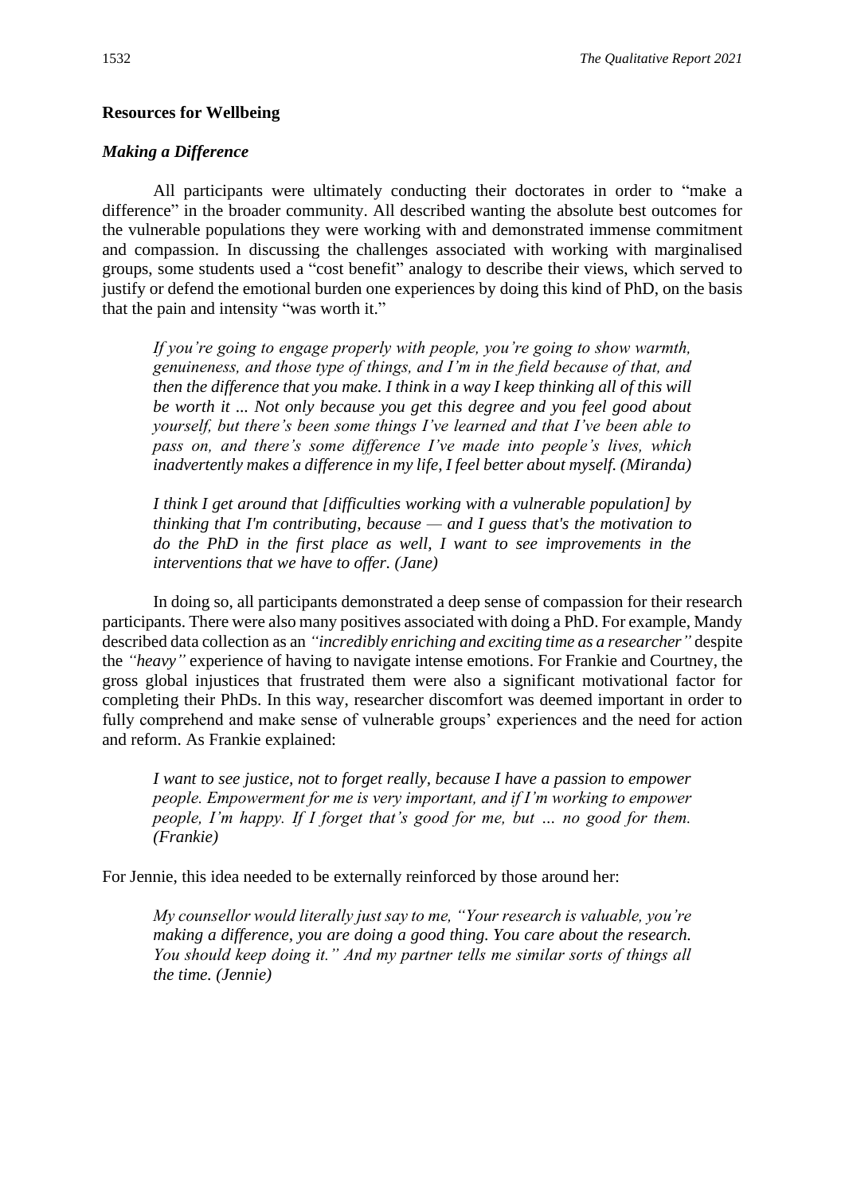## Resources for Wellbeing

### *Making a Difference*

All participants were ultimately conducting their doctorates in order to "make a difference" in the broader community. All described wanting the absolute best outcomes for the vulnerable populations they were working with and demonstrated immense commitment and compassion. In discussing the challenges associated with working with marginalised groups, some students used a "cost benefit" analogy to describe their views, which served to justify or defend the emotional burden one experiences by doing this kind of PhD, on the basis that the pain and intensity "was worth it."

> *If you're going to engage properly with people, you're going to show warmth, genuineness, and those type of things, and I'm in the field because of that, and then the difference that you make. I think in a way I keep thinking all of this will be worth it ... Not only because you get this degree and you feel good about yourself, but there's been some things I've learned and that I've been able to pass on, and there's some difference I've made into people's lives, which inadvertently makes a difference in my life, I feel better about myself. (Miranda)*

> *I think I get around that [difficulties working with a vulnerable population] by thinking that I'm contributing, because — and I guess that's the motivation to do the PhD in the first place as well, I want to see improvements in the interventions that we have to offer. (Jane)*

In doing so, all participants demonstrated a deep sense of compassion for their research participants. There were also many positives associated with doing a PhD. For example, Mandy described data collection as an *"incredibly enriching and exciting time as a researcher"* despite the *"heavy"* experience of having to navigate intense emotions. For Frankie and Courtney, the gross global injustices that frustrated them were also a significant motivational factor for completing their PhDs. In this way, researcher discomfort was deemed important in order to fully comprehend and make sense of vulnerable groups' experiences and the need for action and reform. As Frankie explained:

> *I want to see justice, not to forget really, because I have a passion to empower people. Empowerment for me is very important, and if I'm working to empower people, I'm happy. If I forget that's good for me, but … no good for them. (Frankie)*

For Jennie, this idea needed to be externally reinforced by those around her:

> *My counsellor would literally just say to me, "Your research is valuable, you're making a difference, you are doing a good thing. You care about the research. You should keep doing it." And my partner tells me similar sorts of things all the time. (Jennie)*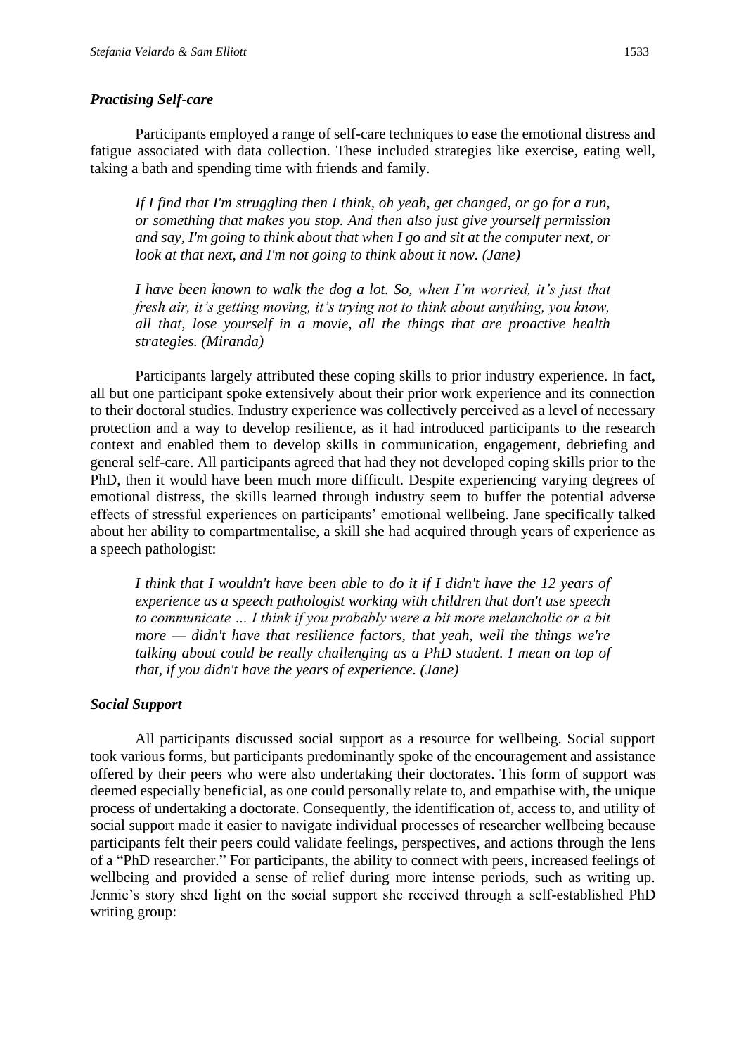### *Practising Self-care*

Participants employed a range of self-care techniques to ease the emotional distress and fatigue associated with data collection. These included strategies like exercise, eating well, taking a bath and spending time with friends and family.

> *If I find that I'm struggling then I think, oh yeah, get changed, or go for a run, or something that makes you stop. And then also just give yourself permission and say, I'm going to think about that when I go and sit at the computer next, or look at that next, and I'm not going to think about it now. (Jane)*

> *I have been known to walk the dog a lot. So, when I'm worried, it's just that fresh air, it's getting moving, it's trying not to think about anything, you know, all that, lose yourself in a movie, all the things that are proactive health strategies. (Miranda)*

Participants largely attributed these coping skills to prior industry experience. In fact, all but one participant spoke extensively about their prior work experience and its connection to their doctoral studies. Industry experience was collectively perceived as a level of necessary protection and a way to develop resilience, as it had introduced participants to the research context and enabled them to develop skills in communication, engagement, debriefing and general self-care. All participants agreed that had they not developed coping skills prior to the PhD, then it would have been much more difficult. Despite experiencing varying degrees of emotional distress, the skills learned through industry seem to buffer the potential adverse effects of stressful experiences on participants' emotional wellbeing. Jane specifically talked about her ability to compartmentalise, a skill she had acquired through years of experience as a speech pathologist:

> *I think that I wouldn't have been able to do it if I didn't have the 12 years of experience as a speech pathologist working with children that don't use speech to communicate … I think if you probably were a bit more melancholic or a bit more — didn't have that resilience factors, that yeah, well the things we're talking about could be really challenging as a PhD student. I mean on top of that, if you didn't have the years of experience. (Jane)*

### *Social Support*

All participants discussed social support as a resource for wellbeing. Social support took various forms, but participants predominantly spoke of the encouragement and assistance offered by their peers who were also undertaking their doctorates. This form of support was deemed especially beneficial, as one could personally relate to, and empathise with, the unique process of undertaking a doctorate. Consequently, the identification of, access to, and utility of social support made it easier to navigate individual processes of researcher wellbeing because participants felt their peers could validate feelings, perspectives, and actions through the lens of a "PhD researcher." For participants, the ability to connect with peers, increased feelings of wellbeing and provided a sense of relief during more intense periods, such as writing up. Jennie's story shed light on the social support she received through a self-established PhD writing group: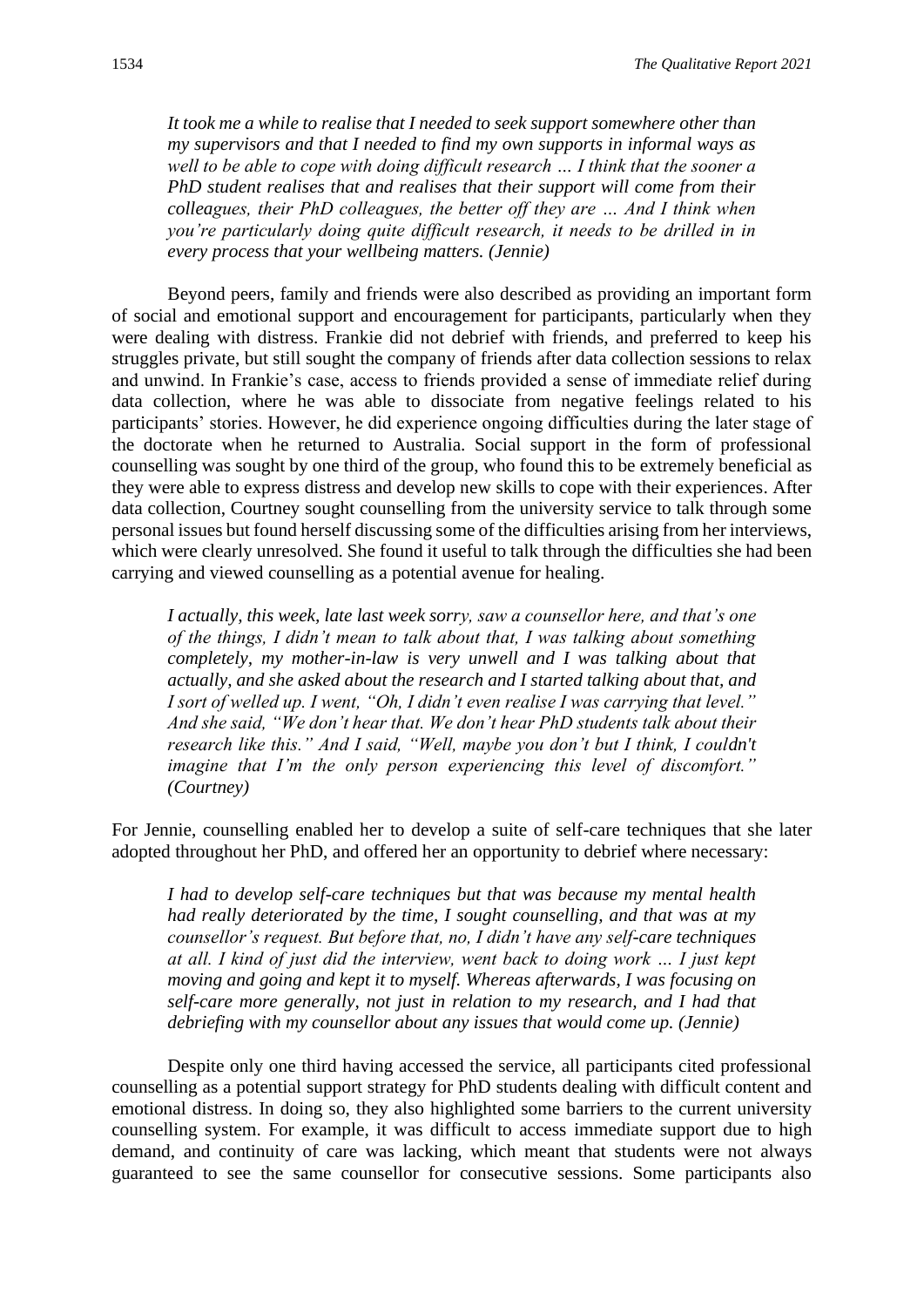> *It took me a while to realise that I needed to seek support somewhere other than my supervisors and that I needed to find my own supports in informal ways as well to be able to cope with doing difficult research … I think that the sooner a PhD student realises that and realises that their support will come from their colleagues, their PhD colleagues, the better off they are … And I think when you're particularly doing quite difficult research, it needs to be drilled in in every process that your wellbeing matters. (Jennie)*

Beyond peers, family and friends were also described as providing an important form of social and emotional support and encouragement for participants, particularly when they were dealing with distress. Frankie did not debrief with friends, and preferred to keep his struggles private, but still sought the company of friends after data collection sessions to relax and unwind. In Frankie's case, access to friends provided a sense of immediate relief during data collection, where he was able to dissociate from negative feelings related to his participants' stories. However, he did experience ongoing difficulties during the later stage of the doctorate when he returned to Australia. Social support in the form of professional counselling was sought by one third of the group, who found this to be extremely beneficial as they were able to express distress and develop new skills to cope with their experiences. After data collection, Courtney sought counselling from the university service to talk through some personal issues but found herself discussing some of the difficulties arising from her interviews, which were clearly unresolved. She found it useful to talk through the difficulties she had been carrying and viewed counselling as a potential avenue for healing.

> *I actually, this week, late last week sorry, saw a counsellor here, and that's one of the things, I didn't mean to talk about that, I was talking about something completely, my mother-in-law is very unwell and I was talking about that actually, and she asked about the research and I started talking about that, and I sort of welled up. I went, "Oh, I didn't even realise I was carrying that level." And she said, "We don't hear that. We don't hear PhD students talk about their research like this." And I said, "Well, maybe you don't but I think, I couldn't imagine that I'm the only person experiencing this level of discomfort." (Courtney)*

For Jennie, counselling enabled her to develop a suite of self-care techniques that she later adopted throughout her PhD, and offered her an opportunity to debrief where necessary:

> *I had to develop self-care techniques but that was because my mental health had really deteriorated by the time, I sought counselling, and that was at my counsellor's request. But before that, no, I didn't have any self-care techniques at all. I kind of just did the interview, went back to doing work … I just kept moving and going and kept it to myself. Whereas afterwards, I was focusing on self-care more generally, not just in relation to my research, and I had that debriefing with my counsellor about any issues that would come up. (Jennie)*

Despite only one third having accessed the service, all participants cited professional counselling as a potential support strategy for PhD students dealing with difficult content and emotional distress. In doing so, they also highlighted some barriers to the current university counselling system. For example, it was difficult to access immediate support due to high demand, and continuity of care was lacking, which meant that students were not always guaranteed to see the same counsellor for consecutive sessions. Some participants also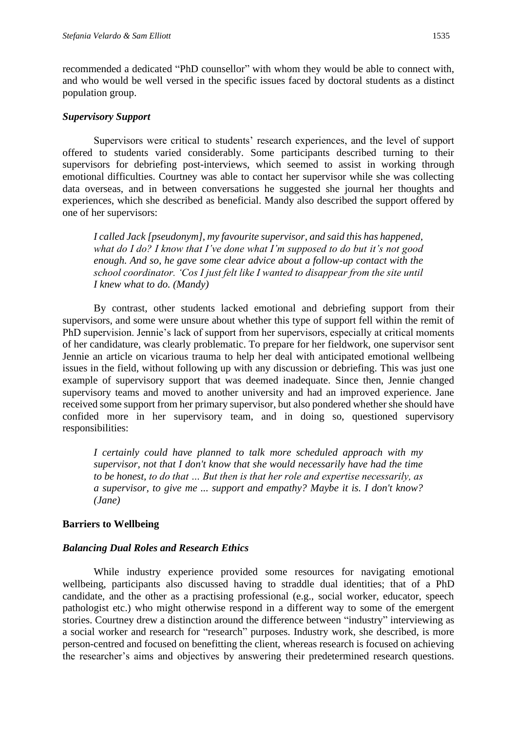recommended a dedicated "PhD counsellor" with whom they would be able to connect with, and who would be well versed in the specific issues faced by doctoral students as a distinct population group.

### *Supervisory Support*

Supervisors were critical to students' research experiences, and the level of support offered to students varied considerably. Some participants described turning to their supervisors for debriefing post-interviews, which seemed to assist in working through emotional difficulties. Courtney was able to contact her supervisor while she was collecting data overseas, and in between conversations he suggested she journal her thoughts and experiences, which she described as beneficial. Mandy also described the support offered by one of her supervisors:

> *I called Jack [pseudonym], my favourite supervisor, and said this has happened, what do I do? I know that I've done what I'm supposed to do but it's not good enough. And so, he gave some clear advice about a follow-up contact with the school coordinator. 'Cos I just felt like I wanted to disappear from the site until I knew what to do. (Mandy)*

By contrast, other students lacked emotional and debriefing support from their supervisors, and some were unsure about whether this type of support fell within the remit of PhD supervision. Jennie's lack of support from her supervisors, especially at critical moments of her candidature, was clearly problematic. To prepare for her fieldwork, one supervisor sent Jennie an article on vicarious trauma to help her deal with anticipated emotional wellbeing issues in the field, without following up with any discussion or debriefing. This was just one example of supervisory support that was deemed inadequate. Since then, Jennie changed supervisory teams and moved to another university and had an improved experience. Jane received some support from her primary supervisor, but also pondered whether she should have confided more in her supervisory team, and in doing so, questioned supervisory responsibilities:

> *I certainly could have planned to talk more scheduled approach with my supervisor, not that I don't know that she would necessarily have had the time to be honest, to do that … But then is that her role and expertise necessarily, as a supervisor, to give me ... support and empathy? Maybe it is. I don't know? (Jane)*

## **Barriers to Wellbeing**

### *Balancing Dual Roles and Research Ethics*

While industry experience provided some resources for navigating emotional wellbeing, participants also discussed having to straddle dual identities; that of a PhD candidate, and the other as a practising professional (e.g., social worker, educator, speech pathologist etc.) who might otherwise respond in a different way to some of the emergent stories. Courtney drew a distinction around the difference between "industry" interviewing as a social worker and research for "research" purposes. Industry work, she described, is more person-centred and focused on benefitting the client, whereas research is focused on achieving the researcher's aims and objectives by answering their predetermined research questions.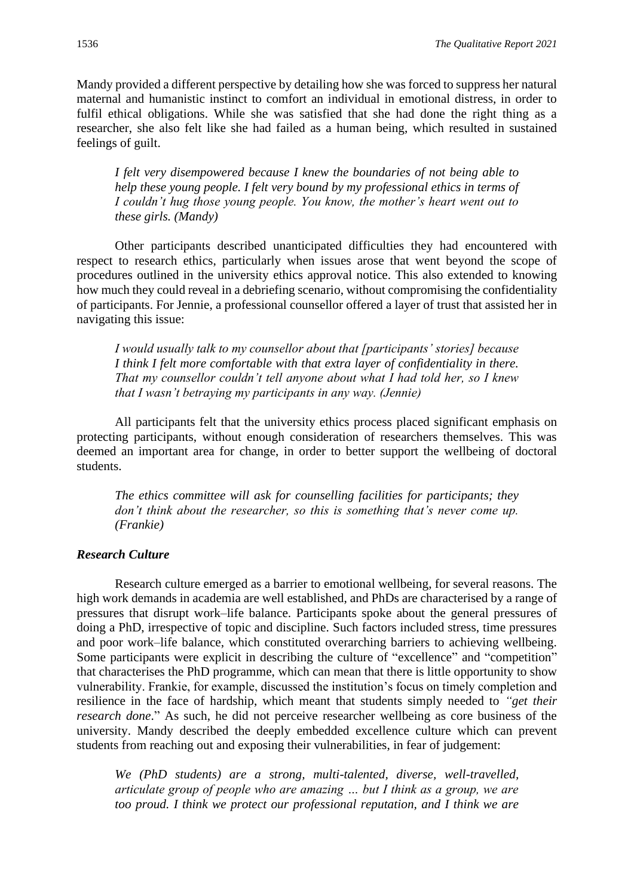Mandy provided a different perspective by detailing how she was forced to suppress her natural maternal and humanistic instinct to comfort an individual in emotional distress, in order to fulfil ethical obligations. While she was satisfied that she had done the right thing as a researcher, she also felt like she had failed as a human being, which resulted in sustained feelings of guilt.

> *I felt very disempowered because I knew the boundaries of not being able to help these young people. I felt very bound by my professional ethics in terms of I couldn't hug those young people. You know, the mother's heart went out to these girls. (Mandy)*

Other participants described unanticipated difficulties they had encountered with respect to research ethics, particularly when issues arose that went beyond the scope of procedures outlined in the university ethics approval notice. This also extended to knowing how much they could reveal in a debriefing scenario, without compromising the confidentiality of participants. For Jennie, a professional counsellor offered a layer of trust that assisted her in navigating this issue:

> *I would usually talk to my counsellor about that [participants' stories] because I think I felt more comfortable with that extra layer of confidentiality in there. That my counsellor couldn't tell anyone about what I had told her, so I knew that I wasn't betraying my participants in any way. (Jennie)*

All participants felt that the university ethics process placed significant emphasis on protecting participants, without enough consideration of researchers themselves. This was deemed an important area for change, in order to better support the wellbeing of doctoral students.

> *The ethics committee will ask for counselling facilities for participants; they don't think about the researcher, so this is something that's never come up. (Frankie)*

### *Research Culture*

Research culture emerged as a barrier to emotional wellbeing, for several reasons. The high work demands in academia are well established, and PhDs are characterised by a range of pressures that disrupt work–life balance. Participants spoke about the general pressures of doing a PhD, irrespective of topic and discipline. Such factors included stress, time pressures and poor work–life balance, which constituted overarching barriers to achieving wellbeing. Some participants were explicit in describing the culture of "excellence" and "competition" that characterises the PhD programme, which can mean that there is little opportunity to show vulnerability. Frankie, for example, discussed the institution's focus on timely completion and resilience in the face of hardship, which meant that students simply needed to *"get their research done*." As such, he did not perceive researcher wellbeing as core business of the university. Mandy described the deeply embedded excellence culture which can prevent students from reaching out and exposing their vulnerabilities, in fear of judgement:

> *We (PhD students) are a strong, multi-talented, diverse, well-travelled, articulate group of people who are amazing ... but I think as a group, we are too proud. I think we protect our professional reputation, and I think we are*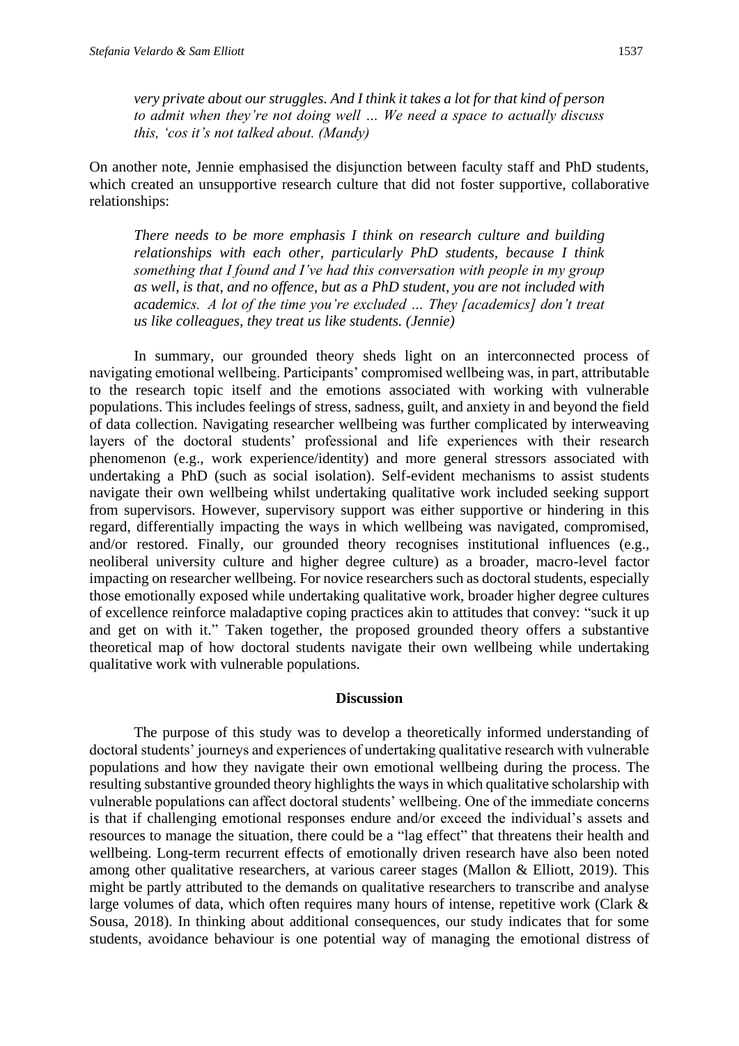*very private about our struggles. And I think it takes a lot for that kind of person to admit when they're not doing well … We need a space to actually discuss this, 'cos it's not talked about. (Mandy)*

On another note, Jennie emphasised the disjunction between faculty staff and PhD students, which created an unsupportive research culture that did not foster supportive, collaborative relationships:

*There needs to be more emphasis I think on research culture and building relationships with each other, particularly PhD students, because I think something that I found and I've had this conversation with people in my group as well, is that, and no offence, but as a PhD student, you are not included with academics. A lot of the time you're excluded … They [academics] don't treat us like colleagues, they treat us like students. (Jennie)*

In summary, our grounded theory sheds light on an interconnected process of navigating emotional wellbeing. Participants' compromised wellbeing was, in part, attributable to the research topic itself and the emotions associated with working with vulnerable populations. This includes feelings of stress, sadness, guilt, and anxiety in and beyond the field of data collection. Navigating researcher wellbeing was further complicated by interweaving layers of the doctoral students' professional and life experiences with their research phenomenon (e.g., work experience/identity) and more general stressors associated with undertaking a PhD (such as social isolation). Self-evident mechanisms to assist students navigate their own wellbeing whilst undertaking qualitative work included seeking support from supervisors. However, supervisory support was either supportive or hindering in this regard, differentially impacting the ways in which wellbeing was navigated, compromised, and/or restored. Finally, our grounded theory recognises institutional influences (e.g., neoliberal university culture and higher degree culture) as a broader, macro-level factor impacting on researcher wellbeing. For novice researchers such as doctoral students, especially those emotionally exposed while undertaking qualitative work, broader higher degree cultures of excellence reinforce maladaptive coping practices akin to attitudes that convey: "suck it up and get on with it." Taken together, the proposed grounded theory offers a substantive theoretical map of how doctoral students navigate their own wellbeing while undertaking qualitative work with vulnerable populations.

## Discussion

The purpose of this study was to develop a theoretically informed understanding of doctoral students' journeys and experiences of undertaking qualitative research with vulnerable populations and how they navigate their own emotional wellbeing during the process. The resulting substantive grounded theory highlights the ways in which qualitative scholarship with vulnerable populations can affect doctoral students' wellbeing. One of the immediate concerns is that if challenging emotional responses endure and/or exceed the individual's assets and resources to manage the situation, there could be a "lag effect" that threatens their health and wellbeing. Long-term recurrent effects of emotionally driven research have also been noted among other qualitative researchers, at various career stages (Mallon & Elliott, 2019). This might be partly attributed to the demands on qualitative researchers to transcribe and analyse large volumes of data, which often requires many hours of intense, repetitive work (Clark & Sousa, 2018). In thinking about additional consequences, our study indicates that for some students, avoidance behaviour is one potential way of managing the emotional distress of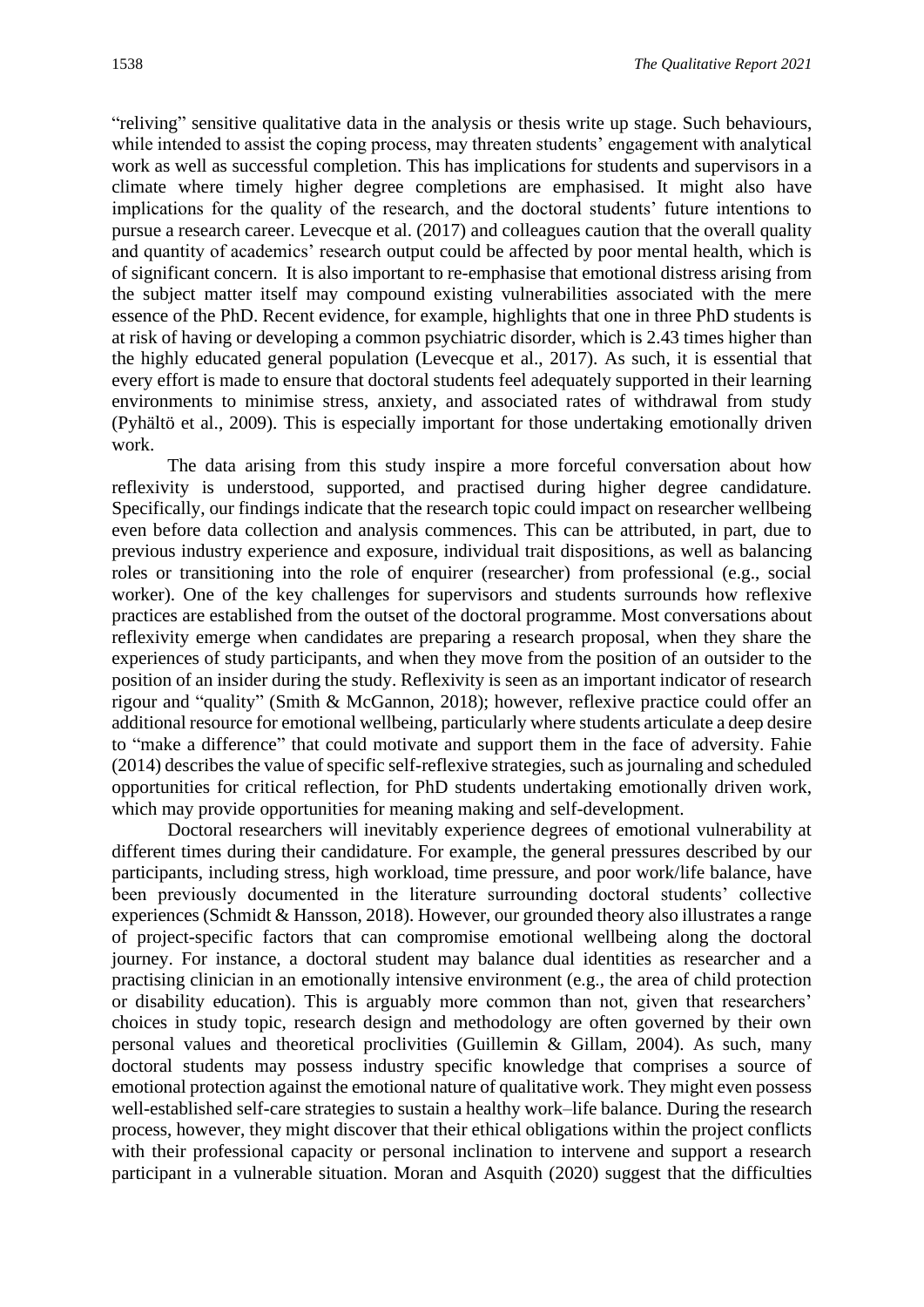"reliving" sensitive qualitative data in the analysis or thesis write up stage. Such behaviours, while intended to assist the coping process, may threaten students' engagement with analytical work as well as successful completion. This has implications for students and supervisors in a climate where timely higher degree completions are emphasised. It might also have implications for the quality of the research, and the doctoral students' future intentions to pursue a research career. Levecque et al. (2017) and colleagues caution that the overall quality and quantity of academics' research output could be affected by poor mental health, which is of significant concern. It is also important to re-emphasise that emotional distress arising from the subject matter itself may compound existing vulnerabilities associated with the mere essence of the PhD. Recent evidence, for example, highlights that one in three PhD students is at risk of having or developing a common psychiatric disorder, which is 2.43 times higher than the highly educated general population (Levecque et al., 2017). As such, it is essential that every effort is made to ensure that doctoral students feel adequately supported in their learning environments to minimise stress, anxiety, and associated rates of withdrawal from study (Pyhältö et al., 2009). This is especially important for those undertaking emotionally driven work.

The data arising from this study inspire a more forceful conversation about how reflexivity is understood, supported, and practised during higher degree candidature. Specifically, our findings indicate that the research topic could impact on researcher wellbeing even before data collection and analysis commences. This can be attributed, in part, due to previous industry experience and exposure, individual trait dispositions, as well as balancing roles or transitioning into the role of enquirer (researcher) from professional (e.g., social worker). One of the key challenges for supervisors and students surrounds how reflexive practices are established from the outset of the doctoral programme. Most conversations about reflexivity emerge when candidates are preparing a research proposal, when they share the experiences of study participants, and when they move from the position of an outsider to the position of an insider during the study. Reflexivity is seen as an important indicator of research rigour and "quality" (Smith & McGannon, 2018); however, reflexive practice could offer an additional resource for emotional wellbeing, particularly where students articulate a deep desire to "make a difference" that could motivate and support them in the face of adversity. Fahie (2014) describes the value of specific self-reflexive strategies, such as journaling and scheduled opportunities for critical reflection, for PhD students undertaking emotionally driven work, which may provide opportunities for meaning making and self-development.

Doctoral researchers will inevitably experience degrees of emotional vulnerability at different times during their candidature. For example, the general pressures described by our participants, including stress, high workload, time pressure, and poor work/life balance, have been previously documented in the literature surrounding doctoral students' collective experiences (Schmidt & Hansson, 2018). However, our grounded theory also illustrates a range of project-specific factors that can compromise emotional wellbeing along the doctoral journey. For instance, a doctoral student may balance dual identities as researcher and a practising clinician in an emotionally intensive environment (e.g., the area of child protection or disability education). This is arguably more common than not, given that researchers' choices in study topic, research design and methodology are often governed by their own personal values and theoretical proclivities (Guillemin & Gillam, 2004). As such, many doctoral students may possess industry specific knowledge that comprises a source of emotional protection against the emotional nature of qualitative work. They might even possess well-established self-care strategies to sustain a healthy work–life balance. During the research process, however, they might discover that their ethical obligations within the project conflicts with their professional capacity or personal inclination to intervene and support a research participant in a vulnerable situation. Moran and Asquith (2020) suggest that the difficulties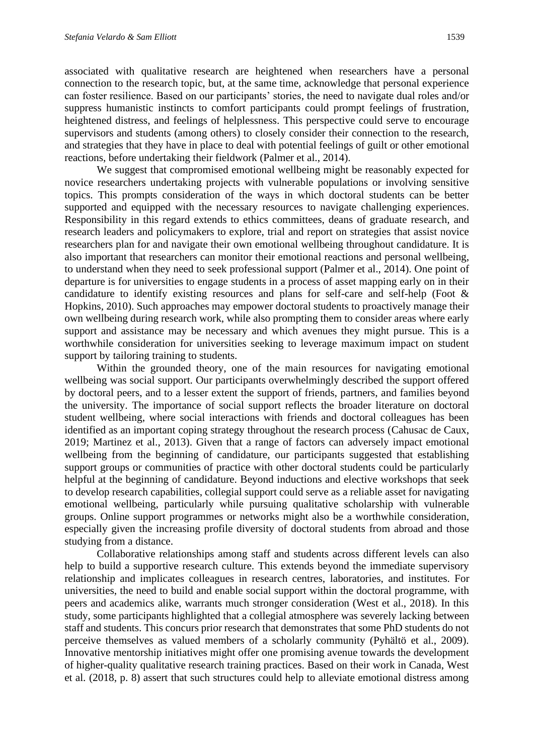associated with qualitative research are heightened when researchers have a personal connection to the research topic, but, at the same time, acknowledge that personal experience can foster resilience. Based on our participants' stories, the need to navigate dual roles and/or suppress humanistic instincts to comfort participants could prompt feelings of frustration, heightened distress, and feelings of helplessness. This perspective could serve to encourage supervisors and students (among others) to closely consider their connection to the research, and strategies that they have in place to deal with potential feelings of guilt or other emotional reactions, before undertaking their fieldwork (Palmer et al., 2014).

We suggest that compromised emotional wellbeing might be reasonably expected for novice researchers undertaking projects with vulnerable populations or involving sensitive topics. This prompts consideration of the ways in which doctoral students can be better supported and equipped with the necessary resources to navigate challenging experiences. Responsibility in this regard extends to ethics committees, deans of graduate research, and research leaders and policymakers to explore, trial and report on strategies that assist novice researchers plan for and navigate their own emotional wellbeing throughout candidature. It is also important that researchers can monitor their emotional reactions and personal wellbeing, to understand when they need to seek professional support (Palmer et al., 2014). One point of departure is for universities to engage students in a process of asset mapping early on in their candidature to identify existing resources and plans for self-care and self-help (Foot & Hopkins, 2010). Such approaches may empower doctoral students to proactively manage their own wellbeing during research work, while also prompting them to consider areas where early support and assistance may be necessary and which avenues they might pursue. This is a worthwhile consideration for universities seeking to leverage maximum impact on student support by tailoring training to students.

Within the grounded theory, one of the main resources for navigating emotional wellbeing was social support. Our participants overwhelmingly described the support offered by doctoral peers, and to a lesser extent the support of friends, partners, and families beyond the university. The importance of social support reflects the broader literature on doctoral student wellbeing, where social interactions with friends and doctoral colleagues has been identified as an important coping strategy throughout the research process (Cahusac de Caux, 2019; Martinez et al., 2013). Given that a range of factors can adversely impact emotional wellbeing from the beginning of candidature, our participants suggested that establishing support groups or communities of practice with other doctoral students could be particularly helpful at the beginning of candidature. Beyond inductions and elective workshops that seek to develop research capabilities, collegial support could serve as a reliable asset for navigating emotional wellbeing, particularly while pursuing qualitative scholarship with vulnerable groups. Online support programmes or networks might also be a worthwhile consideration, especially given the increasing profile diversity of doctoral students from abroad and those studying from a distance.

Collaborative relationships among staff and students across different levels can also help to build a supportive research culture. This extends beyond the immediate supervisory relationship and implicates colleagues in research centres, laboratories, and institutes. For universities, the need to build and enable social support within the doctoral programme, with peers and academics alike, warrants much stronger consideration (West et al., 2018). In this study, some participants highlighted that a collegial atmosphere was severely lacking between staff and students. This concurs prior research that demonstrates that some PhD students do not perceive themselves as valued members of a scholarly community (Pyhältö et al., 2009). Innovative mentorship initiatives might offer one promising avenue towards the development of higher-quality qualitative research training practices. Based on their work in Canada, West et al. (2018, p. 8) assert that such structures could help to alleviate emotional distress among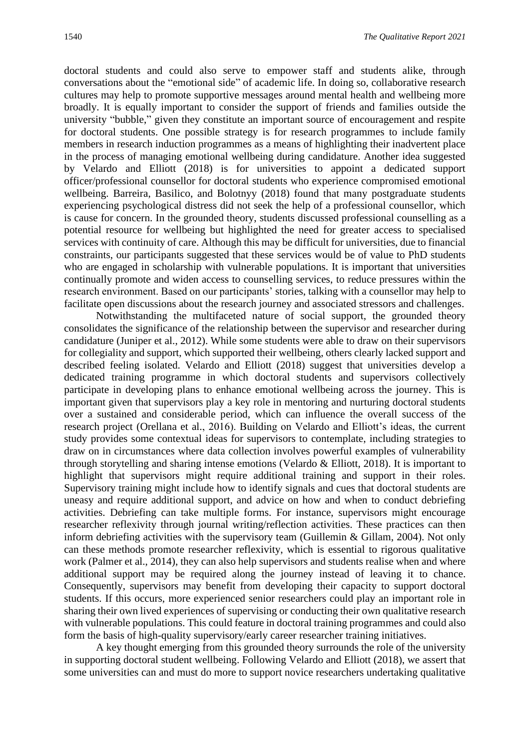doctoral students and could also serve to empower staff and students alike, through conversations about the "emotional side" of academic life. In doing so, collaborative research cultures may help to promote supportive messages around mental health and wellbeing more broadly. It is equally important to consider the support of friends and families outside the university "bubble," given they constitute an important source of encouragement and respite for doctoral students. One possible strategy is for research programmes to include family members in research induction programmes as a means of highlighting their inadvertent place in the process of managing emotional wellbeing during candidature. Another idea suggested by Velardo and Elliott (2018) is for universities to appoint a dedicated support officer/professional counsellor for doctoral students who experience compromised emotional wellbeing. Barreira, Basilico, and Bolotnyy (2018) found that many postgraduate students experiencing psychological distress did not seek the help of a professional counsellor, which is cause for concern. In the grounded theory, students discussed professional counselling as a potential resource for wellbeing but highlighted the need for greater access to specialised services with continuity of care. Although this may be difficult for universities, due to financial constraints, our participants suggested that these services would be of value to PhD students who are engaged in scholarship with vulnerable populations. It is important that universities continually promote and widen access to counselling services, to reduce pressures within the research environment. Based on our participants' stories, talking with a counsellor may help to facilitate open discussions about the research journey and associated stressors and challenges.

Notwithstanding the multifaceted nature of social support, the grounded theory consolidates the significance of the relationship between the supervisor and researcher during candidature (Juniper et al., 2012). While some students were able to draw on their supervisors for collegiality and support, which supported their wellbeing, others clearly lacked support and described feeling isolated. Velardo and Elliott (2018) suggest that universities develop a dedicated training programme in which doctoral students and supervisors collectively participate in developing plans to enhance emotional wellbeing across the journey. This is important given that supervisors play a key role in mentoring and nurturing doctoral students over a sustained and considerable period, which can influence the overall success of the research project (Orellana et al., 2016). Building on Velardo and Elliott's ideas, the current study provides some contextual ideas for supervisors to contemplate, including strategies to draw on in circumstances where data collection involves powerful examples of vulnerability through storytelling and sharing intense emotions (Velardo & Elliott, 2018). It is important to highlight that supervisors might require additional training and support in their roles. Supervisory training might include how to identify signals and cues that doctoral students are uneasy and require additional support, and advice on how and when to conduct debriefing activities. Debriefing can take multiple forms. For instance, supervisors might encourage researcher reflexivity through journal writing/reflection activities. These practices can then inform debriefing activities with the supervisory team (Guillemin & Gillam, 2004). Not only can these methods promote researcher reflexivity, which is essential to rigorous qualitative work (Palmer et al., 2014), they can also help supervisors and students realise when and where additional support may be required along the journey instead of leaving it to chance. Consequently, supervisors may benefit from developing their capacity to support doctoral students. If this occurs, more experienced senior researchers could play an important role in sharing their own lived experiences of supervising or conducting their own qualitative research with vulnerable populations. This could feature in doctoral training programmes and could also form the basis of high-quality supervisory/early career researcher training initiatives.

A key thought emerging from this grounded theory surrounds the role of the university in supporting doctoral student wellbeing. Following Velardo and Elliott (2018), we assert that some universities can and must do more to support novice researchers undertaking qualitative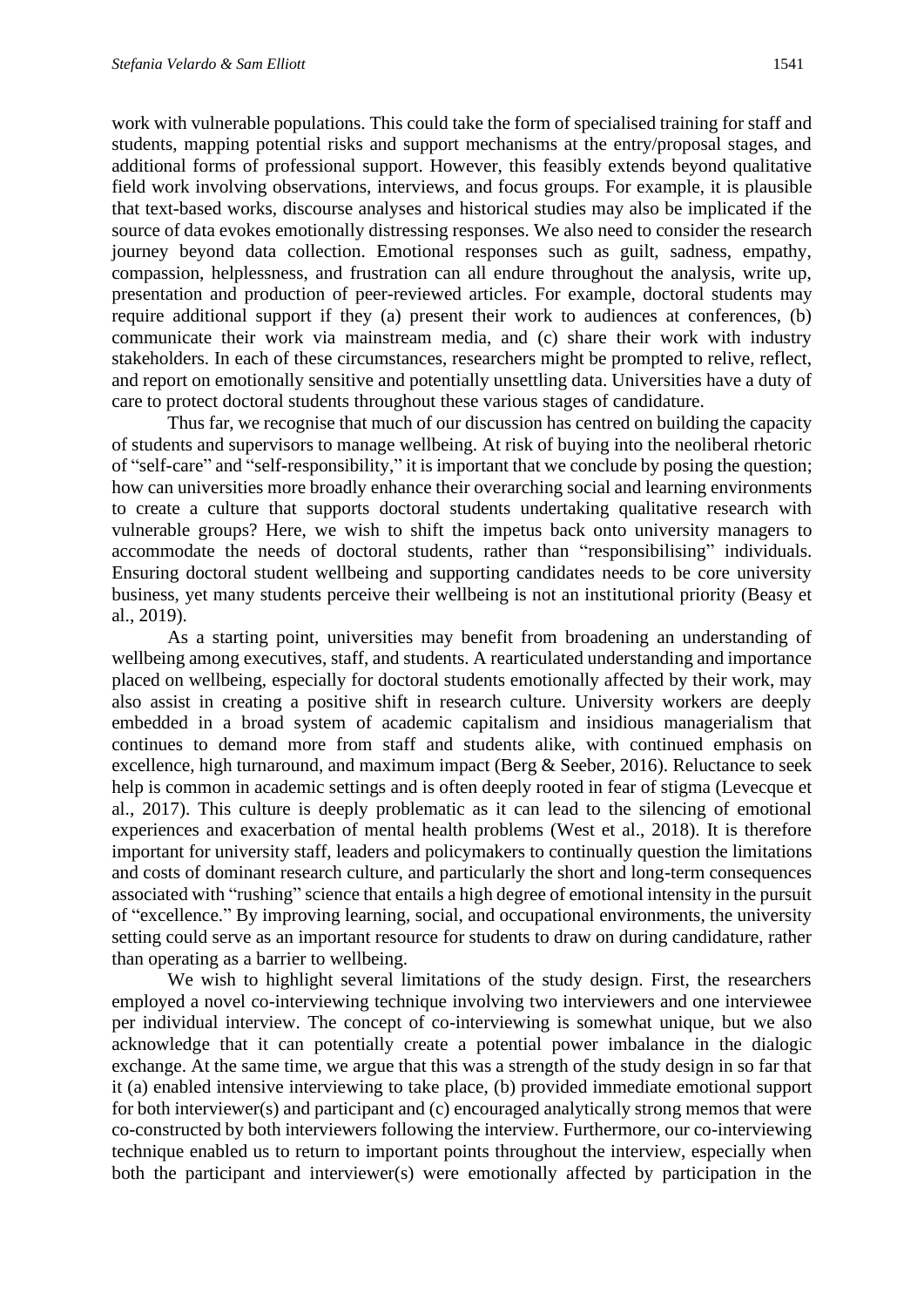work with vulnerable populations. This could take the form of specialised training for staff and students, mapping potential risks and support mechanisms at the entry/proposal stages, and additional forms of professional support. However, this feasibly extends beyond qualitative field work involving observations, interviews, and focus groups. For example, it is plausible that text-based works, discourse analyses and historical studies may also be implicated if the source of data evokes emotionally distressing responses. We also need to consider the research journey beyond data collection. Emotional responses such as guilt, sadness, empathy, compassion, helplessness, and frustration can all endure throughout the analysis, write up, presentation and production of peer-reviewed articles. For example, doctoral students may require additional support if they (a) present their work to audiences at conferences, (b) communicate their work via mainstream media, and (c) share their work with industry stakeholders. In each of these circumstances, researchers might be prompted to relive, reflect, and report on emotionally sensitive and potentially unsettling data. Universities have a duty of care to protect doctoral students throughout these various stages of candidature.

Thus far, we recognise that much of our discussion has centred on building the capacity of students and supervisors to manage wellbeing. At risk of buying into the neoliberal rhetoric of "self-care" and "self-responsibility," it is important that we conclude by posing the question; how can universities more broadly enhance their overarching social and learning environments to create a culture that supports doctoral students undertaking qualitative research with vulnerable groups? Here, we wish to shift the impetus back onto university managers to accommodate the needs of doctoral students, rather than "responsibilising" individuals. Ensuring doctoral student wellbeing and supporting candidates needs to be core university business, yet many students perceive their wellbeing is not an institutional priority (Beasy et al., 2019).

As a starting point, universities may benefit from broadening an understanding of wellbeing among executives, staff, and students. A rearticulated understanding and importance placed on wellbeing, especially for doctoral students emotionally affected by their work, may also assist in creating a positive shift in research culture. University workers are deeply embedded in a broad system of academic capitalism and insidious managerialism that continues to demand more from staff and students alike, with continued emphasis on excellence, high turnaround, and maximum impact (Berg & Seeber, 2016). Reluctance to seek help is common in academic settings and is often deeply rooted in fear of stigma (Levecque et al., 2017). This culture is deeply problematic as it can lead to the silencing of emotional experiences and exacerbation of mental health problems (West et al., 2018). It is therefore important for university staff, leaders and policymakers to continually question the limitations and costs of dominant research culture, and particularly the short and long-term consequences associated with "rushing" science that entails a high degree of emotional intensity in the pursuit of "excellence." By improving learning, social, and occupational environments, the university setting could serve as an important resource for students to draw on during candidature, rather than operating as a barrier to wellbeing.

We wish to highlight several limitations of the study design. First, the researchers employed a novel co-interviewing technique involving two interviewers and one interviewee per individual interview. The concept of co-interviewing is somewhat unique, but we also acknowledge that it can potentially create a potential power imbalance in the dialogic exchange. At the same time, we argue that this was a strength of the study design in so far that it (a) enabled intensive interviewing to take place, (b) provided immediate emotional support for both interviewer(s) and participant and (c) encouraged analytically strong memos that were co-constructed by both interviewers following the interview. Furthermore, our co-interviewing technique enabled us to return to important points throughout the interview, especially when both the participant and interviewer(s) were emotionally affected by participation in the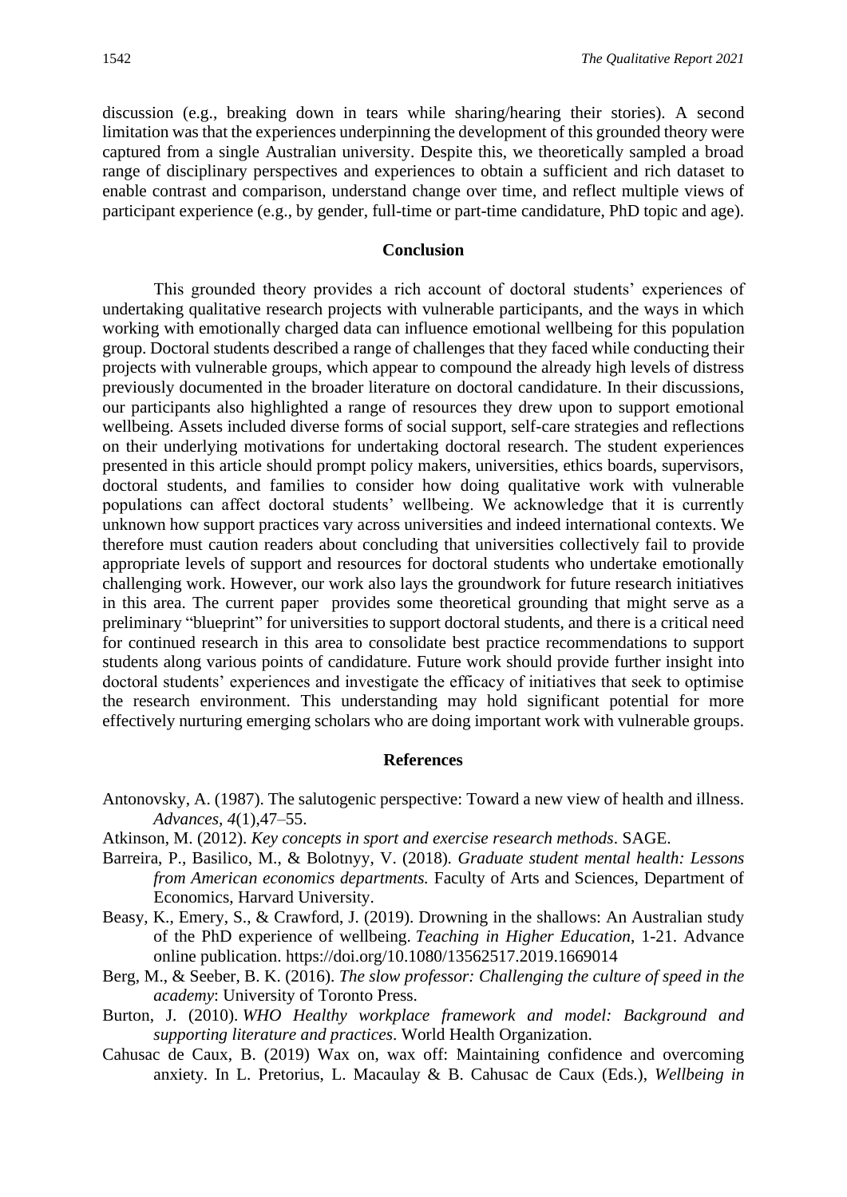discussion (e.g., breaking down in tears while sharing/hearing their stories). A second limitation was that the experiences underpinning the development of this grounded theory were captured from a single Australian university. Despite this, we theoretically sampled a broad range of disciplinary perspectives and experiences to obtain a sufficient and rich dataset to enable contrast and comparison, understand change over time, and reflect multiple views of participant experience (e.g., by gender, full-time or part-time candidature, PhD topic and age).

## Conclusion

This grounded theory provides a rich account of doctoral students' experiences of undertaking qualitative research projects with vulnerable participants, and the ways in which working with emotionally charged data can influence emotional wellbeing for this population group. Doctoral students described a range of challenges that they faced while conducting their projects with vulnerable groups, which appear to compound the already high levels of distress previously documented in the broader literature on doctoral candidature. In their discussions, our participants also highlighted a range of resources they drew upon to support emotional wellbeing. Assets included diverse forms of social support, self-care strategies and reflections on their underlying motivations for undertaking doctoral research. The student experiences presented in this article should prompt policy makers, universities, ethics boards, supervisors, doctoral students, and families to consider how doing qualitative work with vulnerable populations can affect doctoral students' wellbeing. We acknowledge that it is currently unknown how support practices vary across universities and indeed international contexts. We therefore must caution readers about concluding that universities collectively fail to provide appropriate levels of support and resources for doctoral students who undertake emotionally challenging work. However, our work also lays the groundwork for future research initiatives in this area. The current paper provides some theoretical grounding that might serve as a preliminary "blueprint" for universities to support doctoral students, and there is a critical need for continued research in this area to consolidate best practice recommendations to support students along various points of candidature. Future work should provide further insight into doctoral students' experiences and investigate the efficacy of initiatives that seek to optimise the research environment. This understanding may hold significant potential for more effectively nurturing emerging scholars who are doing important work with vulnerable groups.

## References

Antonovsky, A. (1987). The salutogenic perspective: Toward a new view of health and illness. *Advances, 4*(1),47–55.

Atkinson, M. (2012). *Key concepts in sport and exercise research methods*. SAGE.

Barreira, P., Basilico, M., & Bolotnyy, V. (2018). *Graduate student mental health: Lessons from American economics departments.* Faculty of Arts and Sciences, Department of Economics, Harvard University.

Beasy, K., Emery, S., & Crawford, J. (2019). Drowning in the shallows: An Australian study of the PhD experience of wellbeing. *Teaching in Higher Education*, 1-21. Advance online publication. https://doi.org/10.1080/13562517.2019.1669014

Berg, M., & Seeber, B. K. (2016). *The slow professor: Challenging the culture of speed in the academy*: University of Toronto Press.

Burton, J. (2010). *WHO Healthy workplace framework and model: Background and supporting literature and practices*. World Health Organization.

Cahusac de Caux, B. (2019) Wax on, wax off: Maintaining confidence and overcoming anxiety. In L. Pretorius, L. Macaulay & B. Cahusac de Caux (Eds.), *Wellbeing in*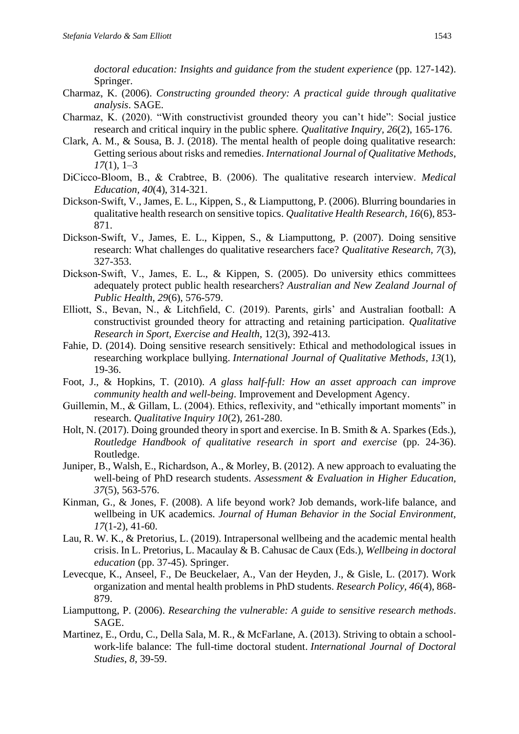*doctoral education: Insights and guidance from the student experience* (pp. 127-142). Springer.

Charmaz, K. (2006). *Constructing grounded theory: A practical guide through qualitative analysis*. SAGE.

Charmaz, K. (2020). "With constructivist grounded theory you can't hide": Social justice research and critical inquiry in the public sphere. *Qualitative Inquiry*, *26*(2), 165-176.

Clark, A. M., & Sousa, B. J. (2018). The mental health of people doing qualitative research: Getting serious about risks and remedies. *International Journal of Qualitative Methods*, *17*(1), 1–3

DiCicco-Bloom, B., & Crabtree, B. (2006). The qualitative research interview. *Medical Education*, *40*(4), 314-321.

Dickson-Swift, V., James, E. L., Kippen, S., & Liamputtong, P. (2006). Blurring boundaries in qualitative health research on sensitive topics. *Qualitative Health Research*, *16*(6), 853-871.

Dickson-Swift, V., James, E. L., Kippen, S., & Liamputtong, P. (2007). Doing sensitive research: What challenges do qualitative researchers face? *Qualitative Research*, *7*(3), 327-353.

Dickson-Swift, V., James, E. L., & Kippen, S. (2005). Do university ethics committees adequately protect public health researchers? *Australian and New Zealand Journal of Public Health*, *29*(6), 576-579.

Elliott, S., Bevan, N., & Litchfield, C. (2019). Parents, girls' and Australian football: A constructivist grounded theory for attracting and retaining participation. *Qualitative Research in Sport, Exercise and Health*, 12(3), 392-413.

Fahie, D. (2014). Doing sensitive research sensitively: Ethical and methodological issues in researching workplace bullying. *International Journal of Qualitative Methods*, *13*(1), 19-36.

Foot, J., & Hopkins, T. (2010). *A glass half-full: How an asset approach can improve community health and well-being*. Improvement and Development Agency.

Guillemin, M., & Gillam, L. (2004). Ethics, reflexivity, and "ethically important moments" in research. *Qualitative Inquiry 10*(2), 261-280.

Holt, N. (2017). Doing grounded theory in sport and exercise. In B. Smith & A. Sparkes (Eds.), *Routledge Handbook of qualitative research in sport and exercise* (pp. 24-36). Routledge.

Juniper, B., Walsh, E., Richardson, A., & Morley, B. (2012). A new approach to evaluating the well-being of PhD research students. *Assessment & Evaluation in Higher Education*, *37*(5), 563-576.

Kinman, G., & Jones, F. (2008). A life beyond work? Job demands, work-life balance, and wellbeing in UK academics. *Journal of Human Behavior in the Social Environment, 17*(1-2), 41-60.

Lau, R. W. K., & Pretorius, L. (2019). Intrapersonal wellbeing and the academic mental health crisis. In L. Pretorius, L. Macaulay & B. Cahusac de Caux (Eds.), *Wellbeing in doctoral education* (pp. 37-45). Springer.

Levecque, K., Anseel, F., De Beuckelaer, A., Van der Heyden, J., & Gisle, L. (2017). Work organization and mental health problems in PhD students. *Research Policy, 46*(4), 868-879.

Liamputtong, P. (2006). *Researching the vulnerable: A guide to sensitive research methods*. SAGE.

Martinez, E., Ordu, C., Della Sala, M. R., & McFarlane, A. (2013). Striving to obtain a school-work-life balance: The full-time doctoral student. *International Journal of Doctoral Studies*, *8*, 39-59.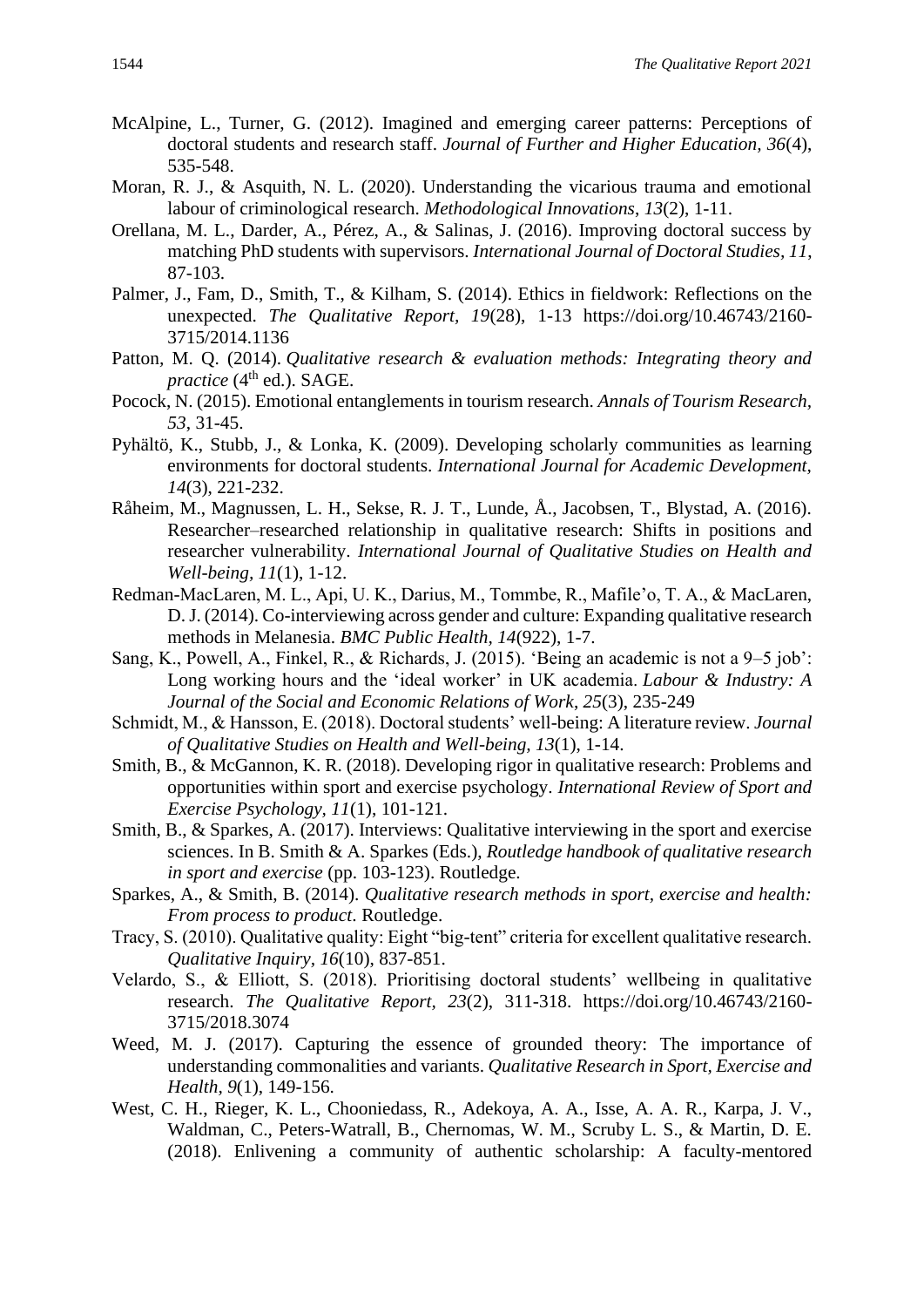McAlpine, L., Turner, G. (2012). Imagined and emerging career patterns: Perceptions of doctoral students and research staff. *Journal of Further and Higher Education, 36*(4), 535-548.

Moran, R. J., & Asquith, N. L. (2020). Understanding the vicarious trauma and emotional labour of criminological research. *Methodological Innovations*, *13*(2), 1-11.

Orellana, M. L., Darder, A., Pérez, A., & Salinas, J. (2016). Improving doctoral success by matching PhD students with supervisors. *International Journal of Doctoral Studies, 11*, 87-103.

Palmer, J., Fam, D., Smith, T., & Kilham, S. (2014). Ethics in fieldwork: Reflections on the unexpected. *The Qualitative Report, 19*(28), 1-13 https://doi.org/10.46743/2160-3715/2014.1136

Patton, M. Q. (2014). *Qualitative research & evaluation methods: Integrating theory and practice* (4th ed.). SAGE.

Pocock, N. (2015). Emotional entanglements in tourism research. *Annals of Tourism Research, 53*, 31-45.

Pyhältö, K., Stubb, J., & Lonka, K. (2009). Developing scholarly communities as learning environments for doctoral students. *International Journal for Academic Development, 14*(3), 221-232.

Råheim, M., Magnussen, L. H., Sekse, R. J. T., Lunde, Å., Jacobsen, T., Blystad, A. (2016). Researcher–researched relationship in qualitative research: Shifts in positions and researcher vulnerability. *International Journal of Qualitative Studies on Health and Well-being, 11*(1), 1-12.

Redman-MacLaren, M. L., Api, U. K., Darius, M., Tommbe, R., Mafile'o, T. A., & MacLaren, D. J. (2014). Co-interviewing across gender and culture: Expanding qualitative research methods in Melanesia. *BMC Public Health, 14*(922), 1-7.

Sang, K., Powell, A., Finkel, R., & Richards, J. (2015). 'Being an academic is not a 9–5 job': Long working hours and the 'ideal worker' in UK academia. *Labour & Industry: A Journal of the Social and Economic Relations of Work*, *25*(3), 235-249

Schmidt, M., & Hansson, E. (2018). Doctoral students' well-being: A literature review. *Journal of Qualitative Studies on Health and Well-being, 13*(1), 1-14.

Smith, B., & McGannon, K. R. (2018). Developing rigor in qualitative research: Problems and opportunities within sport and exercise psychology. *International Review of Sport and Exercise Psychology, 11*(1), 101-121.

Smith, B., & Sparkes, A. (2017). Interviews: Qualitative interviewing in the sport and exercise sciences. In B. Smith & A. Sparkes (Eds.), *Routledge handbook of qualitative research in sport and exercise* (pp. 103-123). Routledge.

Sparkes, A., & Smith, B. (2014). *Qualitative research methods in sport, exercise and health: From process to product*. Routledge.

Tracy, S. (2010). Qualitative quality: Eight "big-tent" criteria for excellent qualitative research. *Qualitative Inquiry, 16*(10), 837-851.

Velardo, S., & Elliott, S. (2018). Prioritising doctoral students' wellbeing in qualitative research. *The Qualitative Report, 23*(2), 311-318. https://doi.org/10.46743/2160-3715/2018.3074

Weed, M. J. (2017). Capturing the essence of grounded theory: The importance of understanding commonalities and variants. *Qualitative Research in Sport, Exercise and Health, 9*(1), 149-156.

West, C. H., Rieger, K. L., Chooniedass, R., Adekoya, A. A., Isse, A. A. R., Karpa, J. V., Waldman, C., Peters-Watrall, B., Chernomas, W. M., Scruby L. S., & Martin, D. E. (2018). Enlivening a community of authentic scholarship: A faculty-mentored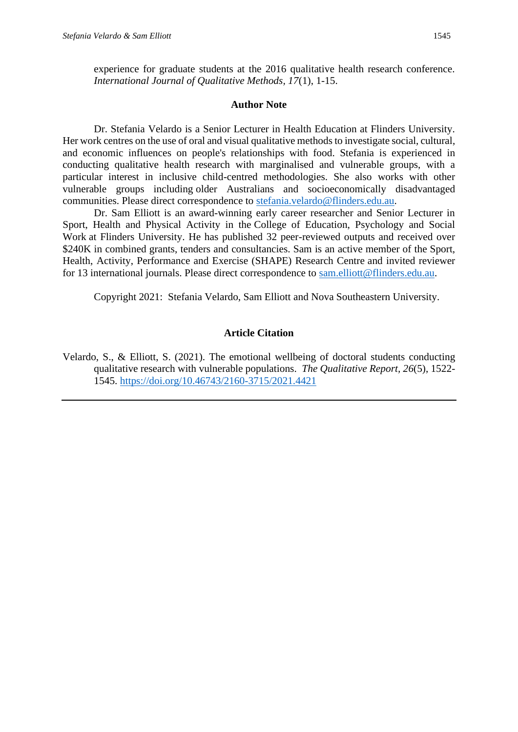experience for graduate students at the 2016 qualitative health research conference. *International Journal of Qualitative Methods, 17*(1), 1-15.

## Author Note

Dr. Stefania Velardo is a Senior Lecturer in Health Education at Flinders University. Her work centres on the use of oral and visual qualitative methods to investigate social, cultural, and economic influences on people's relationships with food. Stefania is experienced in conducting qualitative health research with marginalised and vulnerable groups, with a particular interest in inclusive child-centred methodologies. She also works with other vulnerable groups including older Australians and socioeconomically disadvantaged communities. Please direct correspondence to stefania.velardo@flinders.edu.au.

Dr. Sam Elliott is an award-winning early career researcher and Senior Lecturer in Sport, Health and Physical Activity in the College of Education, Psychology and Social Work at Flinders University. He has published 32 peer-reviewed outputs and received over $240K in combined grants, tenders and consultancies. Sam is an active member of the Sport, Health, Activity, Performance and Exercise (SHAPE) Research Centre and invited reviewer for 13 international journals. Please direct correspondence to sam.elliott@flinders.edu.au.

Copyright 2021: Stefania Velardo, Sam Elliott and Nova Southeastern University.

## Article Citation

Velardo, S., & Elliott, S. (2021). The emotional wellbeing of doctoral students conducting qualitative research with vulnerable populations. *The Qualitative Report, 26*(5), 1522-1545. https://doi.org/10.46743/2160-3715/2021.4421